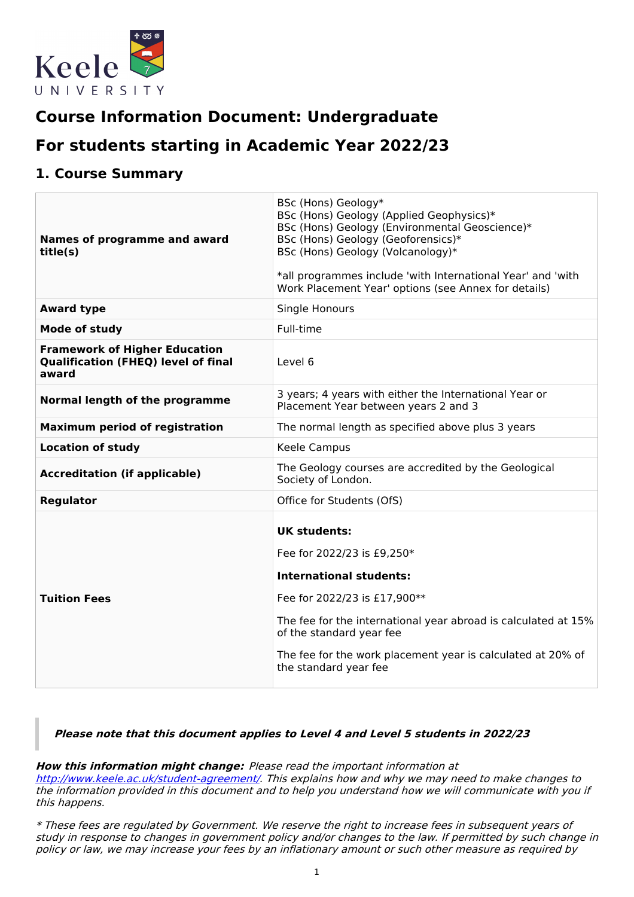Keele UNIVERSITY

# Course Information Document: Undergraduate

# For students starting in Academic Year 2022/23

## 1. Course Summary

| | |
|---|---|
| **Names of programme and award title(s)** | BSc (Hons) Geology*<br>BSc (Hons) Geology (Applied Geophysics)*<br>BSc (Hons) Geology (Environmental Geoscience)*<br>BSc (Hons) Geology (Geoforensics)*<br>BSc (Hons) Geology (Volcanology)*<br><br>*all programmes include 'with International Year' and 'with Work Placement Year' options (see Annex for details) |
| **Award type** | Single Honours |
| **Mode of study** | Full-time |
| **Framework of Higher Education Qualification (FHEQ) level of final award** | Level 6 |
| **Normal length of the programme** | 3 years; 4 years with either the International Year or Placement Year between years 2 and 3 |
| **Maximum period of registration** | The normal length as specified above plus 3 years |
| **Location of study** | Keele Campus |
| **Accreditation (if applicable)** | The Geology courses are accredited by the Geological Society of London. |
| **Regulator** | Office for Students (OfS) |
| **Tuition Fees** | **UK students:**<br><br>Fee for 2022/23 is £9,250*<br><br>**International students:**<br><br>Fee for 2022/23 is £17,900**<br><br>The fee for the international year abroad is calculated at 15% of the standard year fee<br><br>The fee for the work placement year is calculated at 20% of the standard year fee |

> ***Please note that this document applies to Level 4 and Level 5 students in 2022/23***

***How this information might change:*** *Please read the important information at [http://www.keele.ac.uk/student-agreement/](http://www.keele.ac.uk/student-agreement/). This explains how and why we may need to make changes to the information provided in this document and to help you understand how we will communicate with you if this happens.*

*\* These fees are regulated by Government. We reserve the right to increase fees in subsequent years of study in response to changes in government policy and/or changes to the law. If permitted by such change in policy or law, we may increase your fees by an inflationary amount or such other measure as required by*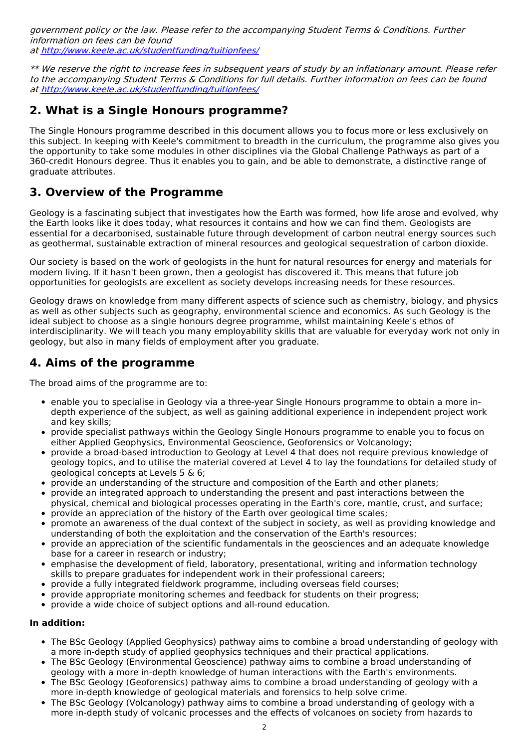*government policy or the law. Please refer to the accompanying Student Terms & Conditions. Further information on fees can be found at [http://www.keele.ac.uk/studentfunding/tuitionfees/](http://www.keele.ac.uk/studentfunding/tuitionfees/)*

*** We reserve the right to increase fees in subsequent years of study by an inflationary amount. Please refer to the accompanying Student Terms & Conditions for full details. Further information on fees can be found at [http://www.keele.ac.uk/studentfunding/tuitionfees/](http://www.keele.ac.uk/studentfunding/tuitionfees/)*

## 2. What is a Single Honours programme?

The Single Honours programme described in this document allows you to focus more or less exclusively on this subject. In keeping with Keele's commitment to breadth in the curriculum, the programme also gives you the opportunity to take some modules in other disciplines via the Global Challenge Pathways as part of a 360-credit Honours degree. Thus it enables you to gain, and be able to demonstrate, a distinctive range of graduate attributes.

## 3. Overview of the Programme

Geology is a fascinating subject that investigates how the Earth was formed, how life arose and evolved, why the Earth looks like it does today, what resources it contains and how we can find them. Geologists are essential for a decarbonised, sustainable future through development of carbon neutral energy sources such as geothermal, sustainable extraction of mineral resources and geological sequestration of carbon dioxide.

Our society is based on the work of geologists in the hunt for natural resources for energy and materials for modern living. If it hasn't been grown, then a geologist has discovered it. This means that future job opportunities for geologists are excellent as society develops increasing needs for these resources.

Geology draws on knowledge from many different aspects of science such as chemistry, biology, and physics as well as other subjects such as geography, environmental science and economics. As such Geology is the ideal subject to choose as a single honours degree programme, whilst maintaining Keele's ethos of interdisciplinarity. We will teach you many employability skills that are valuable for everyday work not only in geology, but also in many fields of employment after you graduate.

## 4. Aims of the programme

The broad aims of the programme are to:

- enable you to specialise in Geology via a three-year Single Honours programme to obtain a more in-depth experience of the subject, as well as gaining additional experience in independent project work and key skills;
- provide specialist pathways within the Geology Single Honours programme to enable you to focus on either Applied Geophysics, Environmental Geoscience, Geoforensics or Volcanology;
- provide a broad-based introduction to Geology at Level 4 that does not require previous knowledge of geology topics, and to utilise the material covered at Level 4 to lay the foundations for detailed study of geological concepts at Levels 5 & 6;
- provide an understanding of the structure and composition of the Earth and other planets;
- provide an integrated approach to understanding the present and past interactions between the physical, chemical and biological processes operating in the Earth's core, mantle, crust, and surface;
- provide an appreciation of the history of the Earth over geological time scales;
- promote an awareness of the dual context of the subject in society, as well as providing knowledge and understanding of both the exploitation and the conservation of the Earth's resources;
- provide an appreciation of the scientific fundamentals in the geosciences and an adequate knowledge base for a career in research or industry;
- emphasise the development of field, laboratory, presentational, writing and information technology skills to prepare graduates for independent work in their professional careers;
- provide a fully integrated fieldwork programme, including overseas field courses;
- provide appropriate monitoring schemes and feedback for students on their progress;
- provide a wide choice of subject options and all-round education.

**In addition:**

- The BSc Geology (Applied Geophysics) pathway aims to combine a broad understanding of geology with a more in-depth study of applied geophysics techniques and their practical applications.
- The BSc Geology (Environmental Geoscience) pathway aims to combine a broad understanding of geology with a more in-depth knowledge of human interactions with the Earth's environments.
- The BSc Geology (Geoforensics) pathway aims to combine a broad understanding of geology with a more in-depth knowledge of geological materials and forensics to help solve crime.
- The BSc Geology (Volcanology) pathway aims to combine a broad understanding of geology with a more in-depth study of volcanic processes and the effects of volcanoes on society from hazards to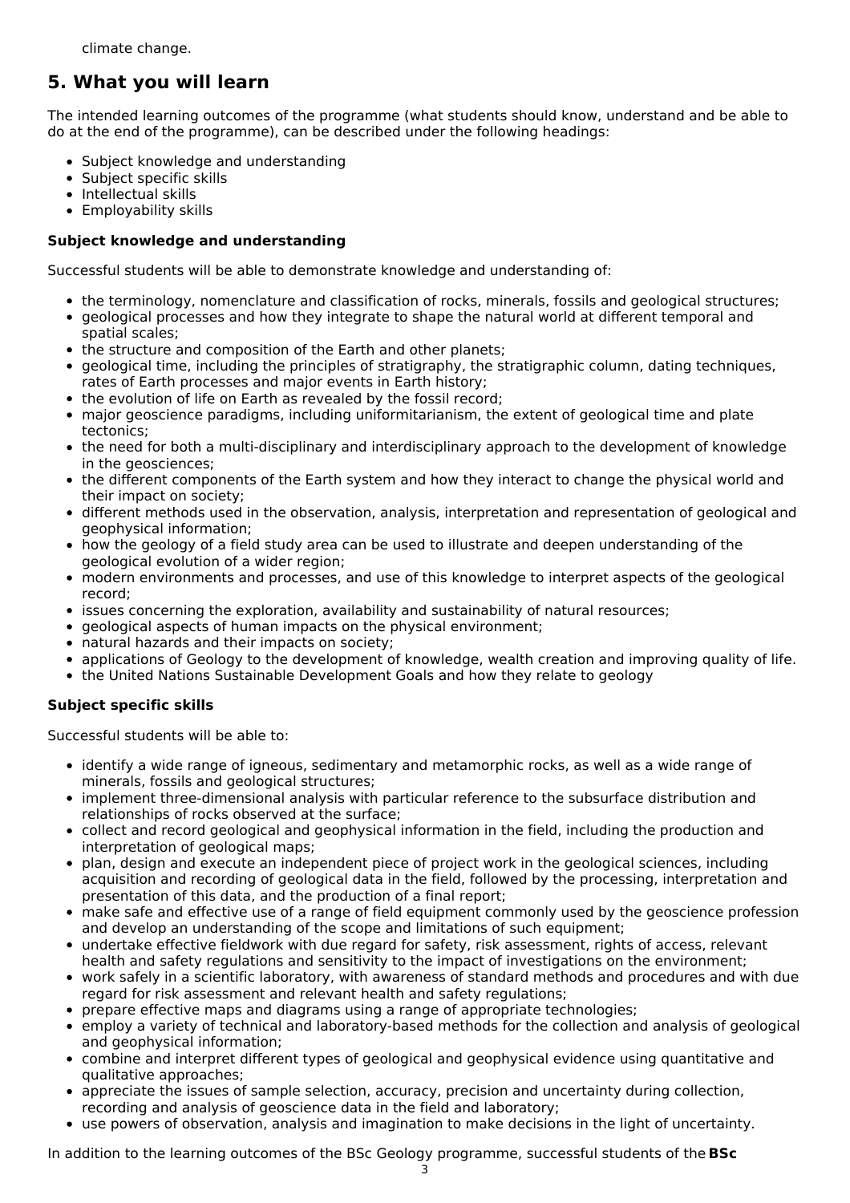climate change.

## 5. What you will learn

The intended learning outcomes of the programme (what students should know, understand and be able to do at the end of the programme), can be described under the following headings:

- Subject knowledge and understanding
- Subject specific skills
- Intellectual skills
- Employability skills

### Subject knowledge and understanding

Successful students will be able to demonstrate knowledge and understanding of:

- the terminology, nomenclature and classification of rocks, minerals, fossils and geological structures;
- geological processes and how they integrate to shape the natural world at different temporal and spatial scales;
- the structure and composition of the Earth and other planets;
- geological time, including the principles of stratigraphy, the stratigraphic column, dating techniques, rates of Earth processes and major events in Earth history;
- the evolution of life on Earth as revealed by the fossil record;
- major geoscience paradigms, including uniformitarianism, the extent of geological time and plate tectonics;
- the need for both a multi-disciplinary and interdisciplinary approach to the development of knowledge in the geosciences;
- the different components of the Earth system and how they interact to change the physical world and their impact on society;
- different methods used in the observation, analysis, interpretation and representation of geological and geophysical information;
- how the geology of a field study area can be used to illustrate and deepen understanding of the geological evolution of a wider region;
- modern environments and processes, and use of this knowledge to interpret aspects of the geological record;
- issues concerning the exploration, availability and sustainability of natural resources;
- geological aspects of human impacts on the physical environment;
- natural hazards and their impacts on society;
- applications of Geology to the development of knowledge, wealth creation and improving quality of life.
- the United Nations Sustainable Development Goals and how they relate to geology

### Subject specific skills

Successful students will be able to:

- identify a wide range of igneous, sedimentary and metamorphic rocks, as well as a wide range of minerals, fossils and geological structures;
- implement three-dimensional analysis with particular reference to the subsurface distribution and relationships of rocks observed at the surface;
- collect and record geological and geophysical information in the field, including the production and interpretation of geological maps;
- plan, design and execute an independent piece of project work in the geological sciences, including acquisition and recording of geological data in the field, followed by the processing, interpretation and presentation of this data, and the production of a final report;
- make safe and effective use of a range of field equipment commonly used by the geoscience profession and develop an understanding of the scope and limitations of such equipment;
- undertake effective fieldwork with due regard for safety, risk assessment, rights of access, relevant health and safety regulations and sensitivity to the impact of investigations on the environment;
- work safely in a scientific laboratory, with awareness of standard methods and procedures and with due regard for risk assessment and relevant health and safety regulations;
- prepare effective maps and diagrams using a range of appropriate technologies;
- employ a variety of technical and laboratory-based methods for the collection and analysis of geological and geophysical information;
- combine and interpret different types of geological and geophysical evidence using quantitative and qualitative approaches;
- appreciate the issues of sample selection, accuracy, precision and uncertainty during collection, recording and analysis of geoscience data in the field and laboratory;
- use powers of observation, analysis and imagination to make decisions in the light of uncertainty.

In addition to the learning outcomes of the BSc Geology programme, successful students of the **BSc**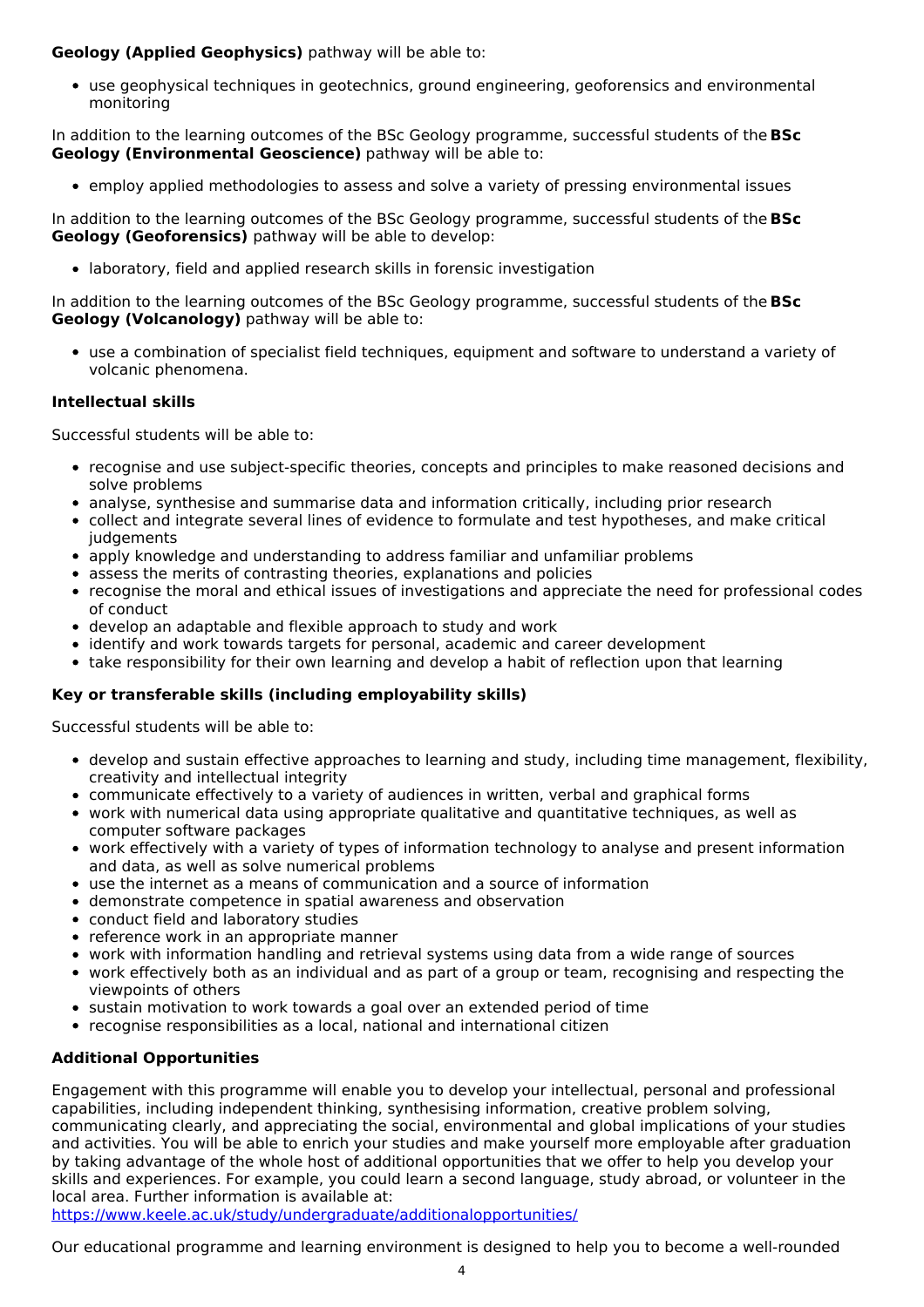**Geology (Applied Geophysics)** pathway will be able to:

- use geophysical techniques in geotechnics, ground engineering, geoforensics and environmental monitoring

In addition to the learning outcomes of the BSc Geology programme, successful students of the **BSc Geology (Environmental Geoscience)** pathway will be able to:

- employ applied methodologies to assess and solve a variety of pressing environmental issues

In addition to the learning outcomes of the BSc Geology programme, successful students of the **BSc Geology (Geoforensics)** pathway will be able to develop:

- laboratory, field and applied research skills in forensic investigation

In addition to the learning outcomes of the BSc Geology programme, successful students of the **BSc Geology (Volcanology)** pathway will be able to:

- use a combination of specialist field techniques, equipment and software to understand a variety of volcanic phenomena.

### Intellectual skills

Successful students will be able to:

- recognise and use subject-specific theories, concepts and principles to make reasoned decisions and solve problems
- analyse, synthesise and summarise data and information critically, including prior research
- collect and integrate several lines of evidence to formulate and test hypotheses, and make critical judgements
- apply knowledge and understanding to address familiar and unfamiliar problems
- assess the merits of contrasting theories, explanations and policies
- recognise the moral and ethical issues of investigations and appreciate the need for professional codes of conduct
- develop an adaptable and flexible approach to study and work
- identify and work towards targets for personal, academic and career development
- take responsibility for their own learning and develop a habit of reflection upon that learning

### Key or transferable skills (including employability skills)

Successful students will be able to:

- develop and sustain effective approaches to learning and study, including time management, flexibility, creativity and intellectual integrity
- communicate effectively to a variety of audiences in written, verbal and graphical forms
- work with numerical data using appropriate qualitative and quantitative techniques, as well as computer software packages
- work effectively with a variety of types of information technology to analyse and present information and data, as well as solve numerical problems
- use the internet as a means of communication and a source of information
- demonstrate competence in spatial awareness and observation
- conduct field and laboratory studies
- reference work in an appropriate manner
- work with information handling and retrieval systems using data from a wide range of sources
- work effectively both as an individual and as part of a group or team, recognising and respecting the viewpoints of others
- sustain motivation to work towards a goal over an extended period of time
- recognise responsibilities as a local, national and international citizen

### Additional Opportunities

Engagement with this programme will enable you to develop your intellectual, personal and professional capabilities, including independent thinking, synthesising information, creative problem solving, communicating clearly, and appreciating the social, environmental and global implications of your studies and activities. You will be able to enrich your studies and make yourself more employable after graduation by taking advantage of the whole host of additional opportunities that we offer to help you develop your skills and experiences. For example, you could learn a second language, study abroad, or volunteer in the local area. Further information is available at: https://www.keele.ac.uk/study/undergraduate/additionalopportunities/

Our educational programme and learning environment is designed to help you to become a well-rounded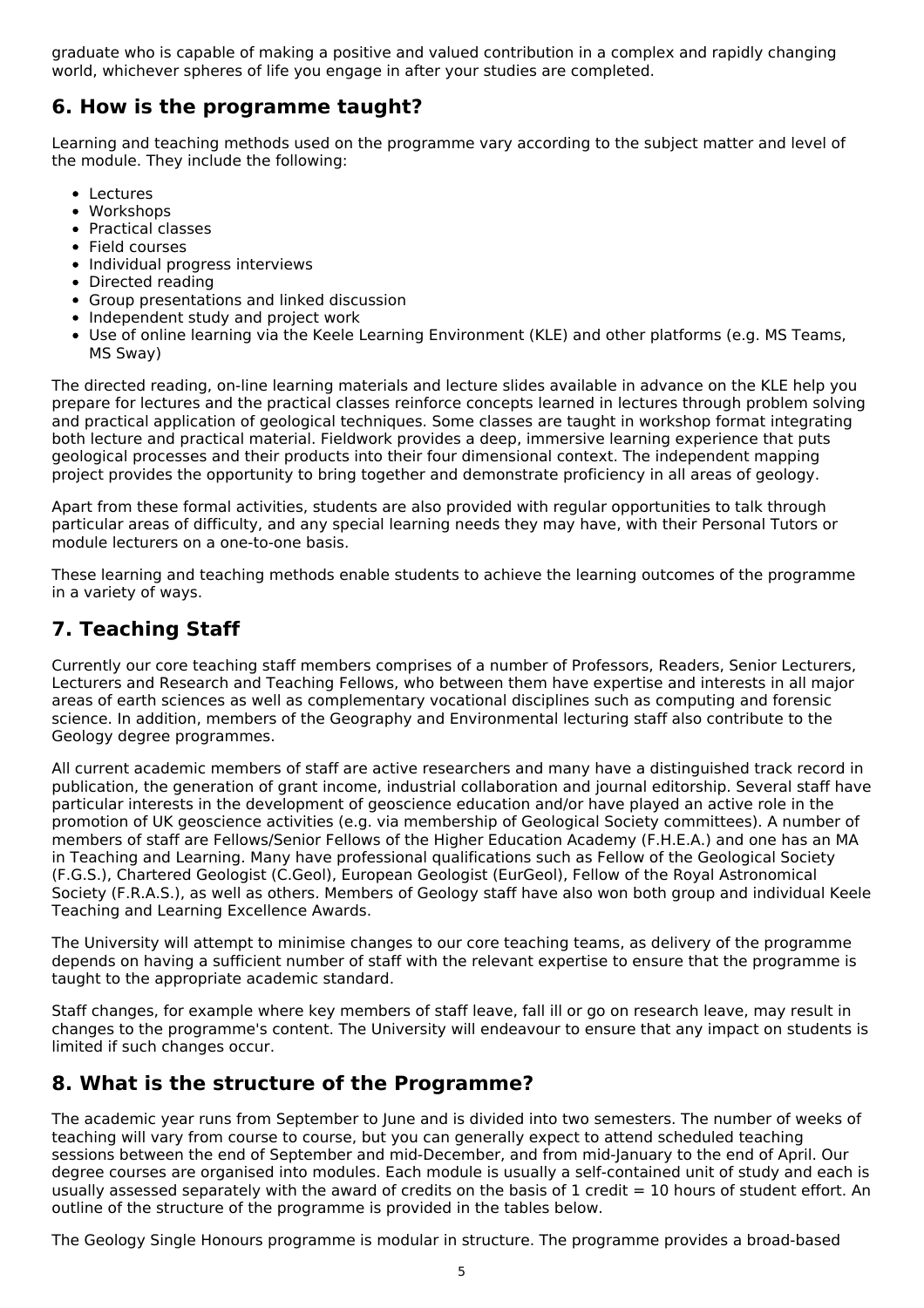graduate who is capable of making a positive and valued contribution in a complex and rapidly changing world, whichever spheres of life you engage in after your studies are completed.

## 6. How is the programme taught?

Learning and teaching methods used on the programme vary according to the subject matter and level of the module. They include the following:

- Lectures
- Workshops
- Practical classes
- Field courses
- Individual progress interviews
- Directed reading
- Group presentations and linked discussion
- Independent study and project work
- Use of online learning via the Keele Learning Environment (KLE) and other platforms (e.g. MS Teams, MS Sway)

The directed reading, on-line learning materials and lecture slides available in advance on the KLE help you prepare for lectures and the practical classes reinforce concepts learned in lectures through problem solving and practical application of geological techniques. Some classes are taught in workshop format integrating both lecture and practical material. Fieldwork provides a deep, immersive learning experience that puts geological processes and their products into their four dimensional context. The independent mapping project provides the opportunity to bring together and demonstrate proficiency in all areas of geology.

Apart from these formal activities, students are also provided with regular opportunities to talk through particular areas of difficulty, and any special learning needs they may have, with their Personal Tutors or module lecturers on a one-to-one basis.

These learning and teaching methods enable students to achieve the learning outcomes of the programme in a variety of ways.

## 7. Teaching Staff

Currently our core teaching staff members comprises of a number of Professors, Readers, Senior Lecturers, Lecturers and Research and Teaching Fellows, who between them have expertise and interests in all major areas of earth sciences as well as complementary vocational disciplines such as computing and forensic science. In addition, members of the Geography and Environmental lecturing staff also contribute to the Geology degree programmes.

All current academic members of staff are active researchers and many have a distinguished track record in publication, the generation of grant income, industrial collaboration and journal editorship. Several staff have particular interests in the development of geoscience education and/or have played an active role in the promotion of UK geoscience activities (e.g. via membership of Geological Society committees). A number of members of staff are Fellows/Senior Fellows of the Higher Education Academy (F.H.E.A.) and one has an MA in Teaching and Learning. Many have professional qualifications such as Fellow of the Geological Society (F.G.S.), Chartered Geologist (C.Geol), European Geologist (EurGeol), Fellow of the Royal Astronomical Society (F.R.A.S.), as well as others. Members of Geology staff have also won both group and individual Keele Teaching and Learning Excellence Awards.

The University will attempt to minimise changes to our core teaching teams, as delivery of the programme depends on having a sufficient number of staff with the relevant expertise to ensure that the programme is taught to the appropriate academic standard.

Staff changes, for example where key members of staff leave, fall ill or go on research leave, may result in changes to the programme's content. The University will endeavour to ensure that any impact on students is limited if such changes occur.

## 8. What is the structure of the Programme?

The academic year runs from September to June and is divided into two semesters. The number of weeks of teaching will vary from course to course, but you can generally expect to attend scheduled teaching sessions between the end of September and mid-December, and from mid-January to the end of April. Our degree courses are organised into modules. Each module is usually a self-contained unit of study and each is usually assessed separately with the award of credits on the basis of 1 credit = 10 hours of student effort. An outline of the structure of the programme is provided in the tables below.

The Geology Single Honours programme is modular in structure. The programme provides a broad-based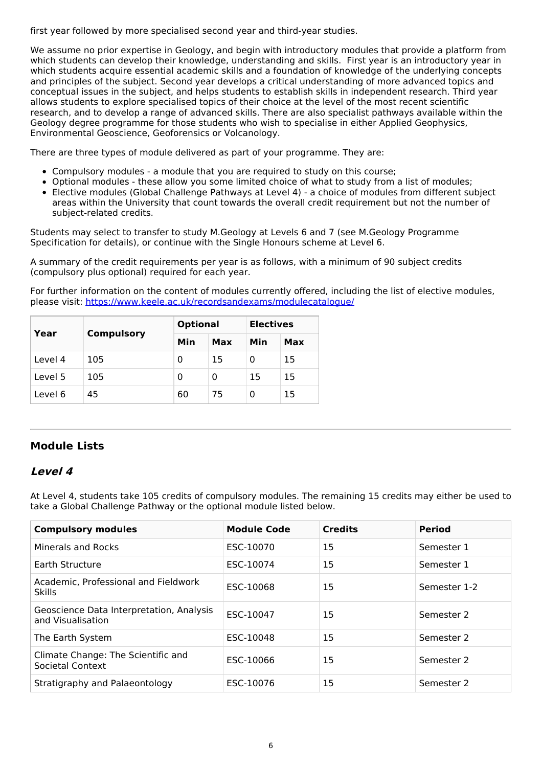first year followed by more specialised second year and third-year studies.

We assume no prior expertise in Geology, and begin with introductory modules that provide a platform from which students can develop their knowledge, understanding and skills. First year is an introductory year in which students acquire essential academic skills and a foundation of knowledge of the underlying concepts and principles of the subject. Second year develops a critical understanding of more advanced topics and conceptual issues in the subject, and helps students to establish skills in independent research. Third year allows students to explore specialised topics of their choice at the level of the most recent scientific research, and to develop a range of advanced skills. There are also specialist pathways available within the Geology degree programme for those students who wish to specialise in either Applied Geophysics, Environmental Geoscience, Geoforensics or Volcanology.

There are three types of module delivered as part of your programme. They are:

- Compulsory modules - a module that you are required to study on this course;
- Optional modules - these allow you some limited choice of what to study from a list of modules;
- Elective modules (Global Challenge Pathways at Level 4) - a choice of modules from different subject areas within the University that count towards the overall credit requirement but not the number of subject-related credits.

Students may select to transfer to study M.Geology at Levels 6 and 7 (see M.Geology Programme Specification for details), or continue with the Single Honours scheme at Level 6.

A summary of the credit requirements per year is as follows, with a minimum of 90 subject credits (compulsory plus optional) required for each year.

For further information on the content of modules currently offered, including the list of elective modules, please visit: https://www.keele.ac.uk/recordsandexams/modulecatalogue/

| Year | Compulsory | Optional | | Electives | |
|---|---|---|---|---|---|
| | | Min | Max | Min | Max |
| Level 4 | 105 | 0 | 15 | 0 | 15 |
| Level 5 | 105 | 0 | 0 | 15 | 15 |
| Level 6 | 45 | 60 | 75 | 0 | 15 |

## Module Lists

### *Level 4*

At Level 4, students take 105 credits of compulsory modules. The remaining 15 credits may either be used to take a Global Challenge Pathway or the optional module listed below.

| Compulsory modules | Module Code | Credits | Period |
|---|---|---|---|
| Minerals and Rocks | ESC-10070 | 15 | Semester 1 |
| Earth Structure | ESC-10074 | 15 | Semester 1 |
| Academic, Professional and Fieldwork Skills | ESC-10068 | 15 | Semester 1-2 |
| Geoscience Data Interpretation, Analysis and Visualisation | ESC-10047 | 15 | Semester 2 |
| The Earth System | ESC-10048 | 15 | Semester 2 |
| Climate Change: The Scientific and Societal Context | ESC-10066 | 15 | Semester 2 |
| Stratigraphy and Palaeontology | ESC-10076 | 15 | Semester 2 |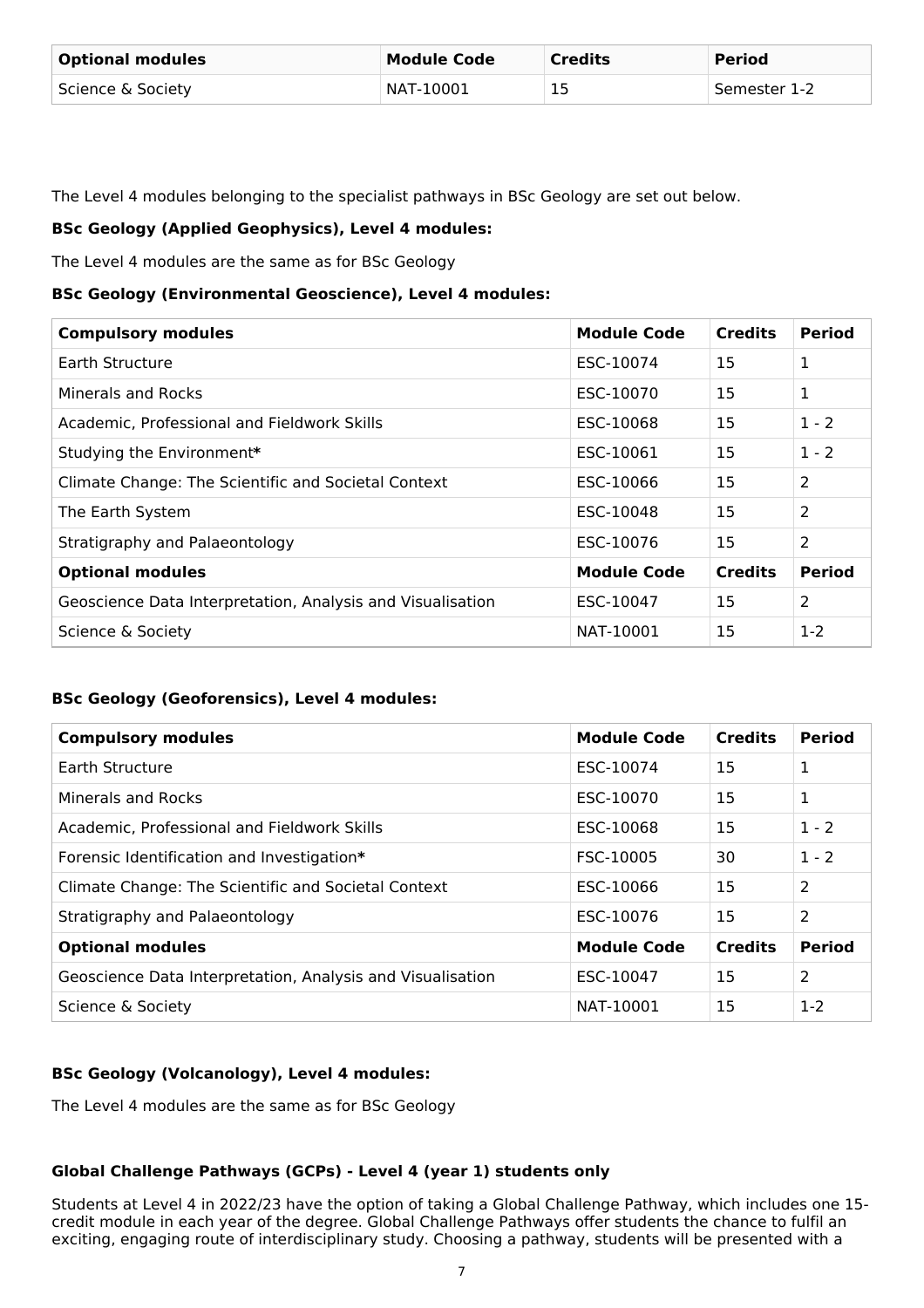| Optional modules | Module Code | Credits | Period |
| --- | --- | --- | --- |
| Science & Society | NAT-10001 | 15 | Semester 1-2 |

The Level 4 modules belonging to the specialist pathways in BSc Geology are set out below.

**BSc Geology (Applied Geophysics), Level 4 modules:**

The Level 4 modules are the same as for BSc Geology

**BSc Geology (Environmental Geoscience), Level 4 modules:**

| Compulsory modules | Module Code | Credits | Period |
| --- | --- | --- | --- |
| Earth Structure | ESC-10074 | 15 | 1 |
| Minerals and Rocks | ESC-10070 | 15 | 1 |
| Academic, Professional and Fieldwork Skills | ESC-10068 | 15 | 1 - 2 |
| Studying the Environment* | ESC-10061 | 15 | 1 - 2 |
| Climate Change: The Scientific and Societal Context | ESC-10066 | 15 | 2 |
| The Earth System | ESC-10048 | 15 | 2 |
| Stratigraphy and Palaeontology | ESC-10076 | 15 | 2 |
| **Optional modules** | **Module Code** | **Credits** | **Period** |
| Geoscience Data Interpretation, Analysis and Visualisation | ESC-10047 | 15 | 2 |
| Science & Society | NAT-10001 | 15 | 1-2 |

**BSc Geology (Geoforensics), Level 4 modules:**

| Compulsory modules | Module Code | Credits | Period |
| --- | --- | --- | --- |
| Earth Structure | ESC-10074 | 15 | 1 |
| Minerals and Rocks | ESC-10070 | 15 | 1 |
| Academic, Professional and Fieldwork Skills | ESC-10068 | 15 | 1 - 2 |
| Forensic Identification and Investigation* | FSC-10005 | 30 | 1 - 2 |
| Climate Change: The Scientific and Societal Context | ESC-10066 | 15 | 2 |
| Stratigraphy and Palaeontology | ESC-10076 | 15 | 2 |
| **Optional modules** | **Module Code** | **Credits** | **Period** |
| Geoscience Data Interpretation, Analysis and Visualisation | ESC-10047 | 15 | 2 |
| Science & Society | NAT-10001 | 15 | 1-2 |

**BSc Geology (Volcanology), Level 4 modules:**

The Level 4 modules are the same as for BSc Geology

**Global Challenge Pathways (GCPs) - Level 4 (year 1) students only**

Students at Level 4 in 2022/23 have the option of taking a Global Challenge Pathway, which includes one 15-credit module in each year of the degree. Global Challenge Pathways offer students the chance to fulfil an exciting, engaging route of interdisciplinary study. Choosing a pathway, students will be presented with a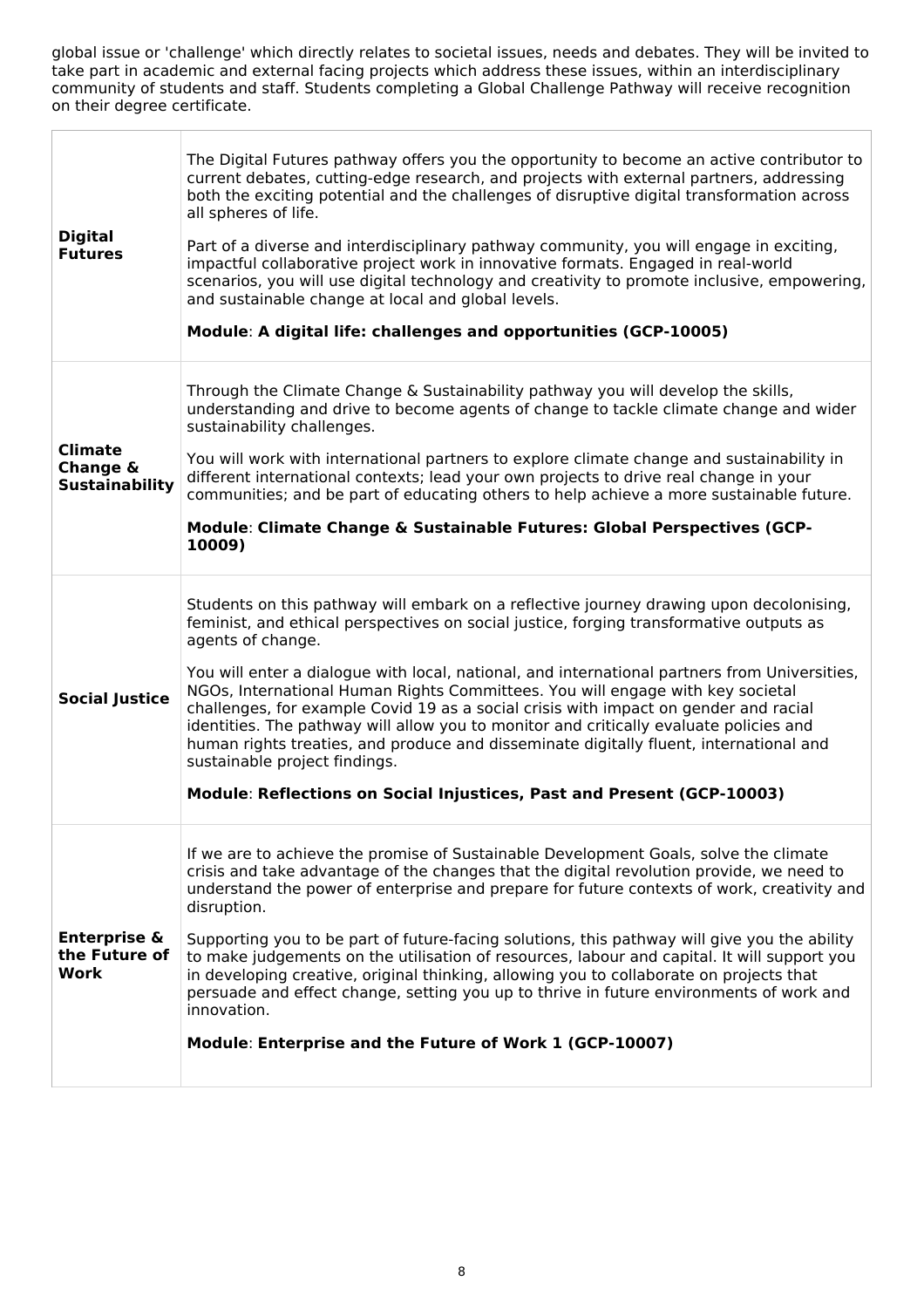global issue or 'challenge' which directly relates to societal issues, needs and debates. They will be invited to take part in academic and external facing projects which address these issues, within an interdisciplinary community of students and staff. Students completing a Global Challenge Pathway will receive recognition on their degree certificate.

| | |
|---|---|
| **Digital Futures** | The Digital Futures pathway offers you the opportunity to become an active contributor to current debates, cutting-edge research, and projects with external partners, addressing both the exciting potential and the challenges of disruptive digital transformation across all spheres of life.<br><br>Part of a diverse and interdisciplinary pathway community, you will engage in exciting, impactful collaborative project work in innovative formats. Engaged in real-world scenarios, you will use digital technology and creativity to promote inclusive, empowering, and sustainable change at local and global levels.<br><br>**Module**: **A digital life: challenges and opportunities (GCP-10005)** |
| **Climate Change & Sustainability** | Through the Climate Change & Sustainability pathway you will develop the skills, understanding and drive to become agents of change to tackle climate change and wider sustainability challenges.<br><br>You will work with international partners to explore climate change and sustainability in different international contexts; lead your own projects to drive real change in your communities; and be part of educating others to help achieve a more sustainable future.<br><br>**Module**: **Climate Change & Sustainable Futures: Global Perspectives (GCP-10009)** |
| **Social Justice** | Students on this pathway will embark on a reflective journey drawing upon decolonising, feminist, and ethical perspectives on social justice, forging transformative outputs as agents of change.<br><br>You will enter a dialogue with local, national, and international partners from Universities, NGOs, International Human Rights Committees. You will engage with key societal challenges, for example Covid 19 as a social crisis with impact on gender and racial identities. The pathway will allow you to monitor and critically evaluate policies and human rights treaties, and produce and disseminate digitally fluent, international and sustainable project findings.<br><br>**Module**: **Reflections on Social Injustices, Past and Present (GCP-10003)** |
| **Enterprise & the Future of Work** | If we are to achieve the promise of Sustainable Development Goals, solve the climate crisis and take advantage of the changes that the digital revolution provide, we need to understand the power of enterprise and prepare for future contexts of work, creativity and disruption.<br><br>Supporting you to be part of future-facing solutions, this pathway will give you the ability to make judgements on the utilisation of resources, labour and capital. It will support you in developing creative, original thinking, allowing you to collaborate on projects that persuade and effect change, setting you up to thrive in future environments of work and innovation.<br><br>**Module**: **Enterprise and the Future of Work 1 (GCP-10007)** |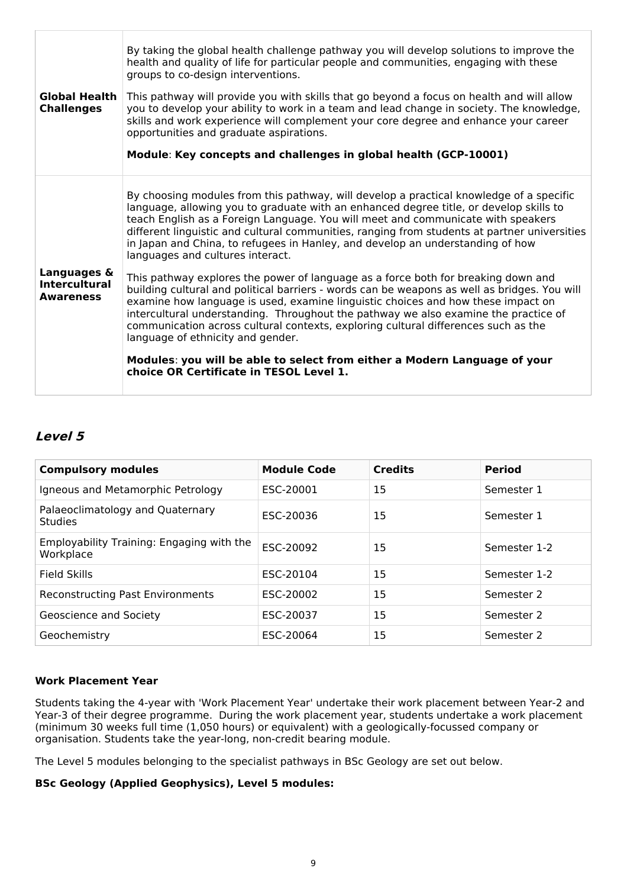| | |
|---|---|
| **Global Health Challenges** | By taking the global health challenge pathway you will develop solutions to improve the health and quality of life for particular people and communities, engaging with these groups to co-design interventions.<br><br>This pathway will provide you with skills that go beyond a focus on health and will allow you to develop your ability to work in a team and lead change in society. The knowledge, skills and work experience will complement your core degree and enhance your career opportunities and graduate aspirations.<br><br>**Module**: **Key concepts and challenges in global health (GCP-10001)** |
| **Languages & Intercultural Awareness** | By choosing modules from this pathway, will develop a practical knowledge of a specific language, allowing you to graduate with an enhanced degree title, or develop skills to teach English as a Foreign Language. You will meet and communicate with speakers different linguistic and cultural communities, ranging from students at partner universities in Japan and China, to refugees in Hanley, and develop an understanding of how languages and cultures interact.<br><br>This pathway explores the power of language as a force both for breaking down and building cultural and political barriers - words can be weapons as well as bridges. You will examine how language is used, examine linguistic choices and how these impact on intercultural understanding.  Throughout the pathway we also examine the practice of communication across cultural contexts, exploring cultural differences such as the language of ethnicity and gender.<br><br>**Modules**: **you will be able to select from either a Modern Language of your choice OR Certificate in TESOL Level 1.** |

## *Level 5*

| Compulsory modules | Module Code | Credits | Period |
|---|---|---|---|
| Igneous and Metamorphic Petrology | ESC-20001 | 15 | Semester 1 |
| Palaeoclimatology and Quaternary Studies | ESC-20036 | 15 | Semester 1 |
| Employability Training: Engaging with the Workplace | ESC-20092 | 15 | Semester 1-2 |
| Field Skills | ESC-20104 | 15 | Semester 1-2 |
| Reconstructing Past Environments | ESC-20002 | 15 | Semester 2 |
| Geoscience and Society | ESC-20037 | 15 | Semester 2 |
| Geochemistry | ESC-20064 | 15 | Semester 2 |

**Work Placement Year**

Students taking the 4-year with 'Work Placement Year' undertake their work placement between Year-2 and Year-3 of their degree programme.  During the work placement year, students undertake a work placement (minimum 30 weeks full time (1,050 hours) or equivalent) with a geologically-focussed company or organisation. Students take the year-long, non-credit bearing module.

The Level 5 modules belonging to the specialist pathways in BSc Geology are set out below.

**BSc Geology (Applied Geophysics), Level 5 modules:**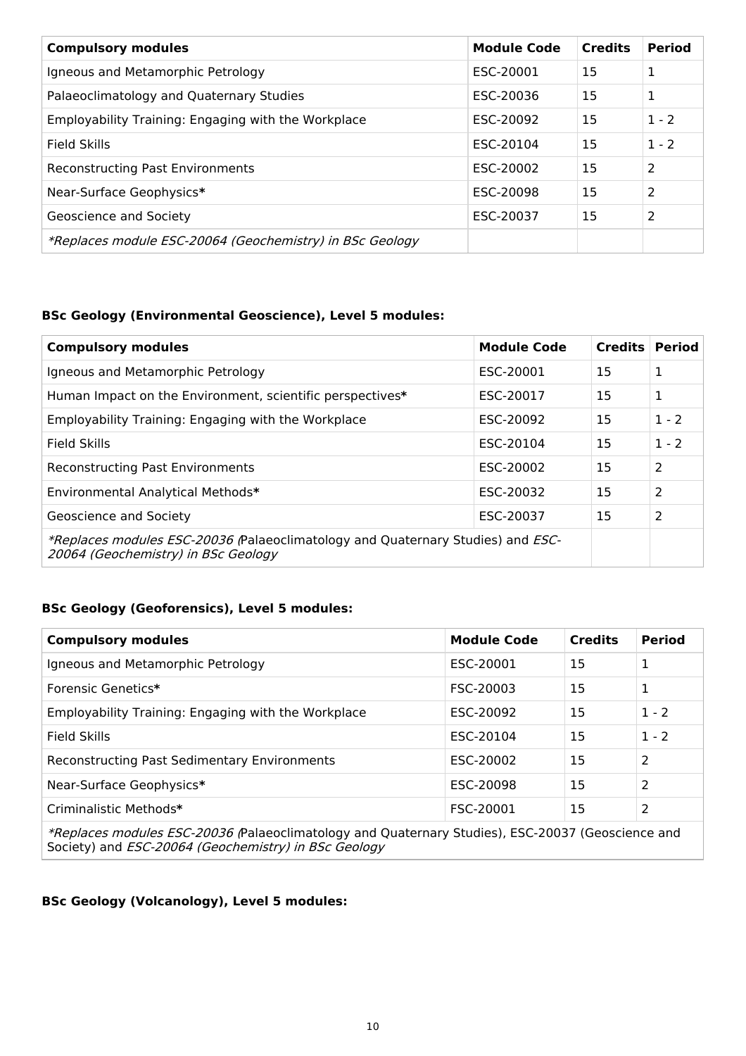| Compulsory modules | Module Code | Credits | Period |
|---|---|---|---|
| Igneous and Metamorphic Petrology | ESC-20001 | 15 | 1 |
| Palaeoclimatology and Quaternary Studies | ESC-20036 | 15 | 1 |
| Employability Training: Engaging with the Workplace | ESC-20092 | 15 | 1 - 2 |
| Field Skills | ESC-20104 | 15 | 1 - 2 |
| Reconstructing Past Environments | ESC-20002 | 15 | 2 |
| Near-Surface Geophysics**\*** | ESC-20098 | 15 | 2 |
| Geoscience and Society | ESC-20037 | 15 | 2 |
| *\*Replaces module ESC-20064 (Geochemistry) in BSc Geology* | | | |

### BSc Geology (Environmental Geoscience), Level 5 modules:

| Compulsory modules | Module Code | Credits | Period |
|---|---|---|---|
| Igneous and Metamorphic Petrology | ESC-20001 | 15 | 1 |
| Human Impact on the Environment, scientific perspectives**\*** | ESC-20017 | 15 | 1 |
| Employability Training: Engaging with the Workplace | ESC-20092 | 15 | 1 - 2 |
| Field Skills | ESC-20104 | 15 | 1 - 2 |
| Reconstructing Past Environments | ESC-20002 | 15 | 2 |
| Environmental Analytical Methods**\*** | ESC-20032 | 15 | 2 |
| Geoscience and Society | ESC-20037 | 15 | 2 |
| *\*Replaces modules ESC-20036 (*Palaeoclimatology and Quaternary Studies) and *ESC-20064 (Geochemistry) in BSc Geology* | | | |

### BSc Geology (Geoforensics), Level 5 modules:

| Compulsory modules | Module Code | Credits | Period |
|---|---|---|---|
| Igneous and Metamorphic Petrology | ESC-20001 | 15 | 1 |
| Forensic Genetics**\*** | FSC-20003 | 15 | 1 |
| Employability Training: Engaging with the Workplace | ESC-20092 | 15 | 1 - 2 |
| Field Skills | ESC-20104 | 15 | 1 - 2 |
| Reconstructing Past Sedimentary Environments | ESC-20002 | 15 | 2 |
| Near-Surface Geophysics**\*** | ESC-20098 | 15 | 2 |
| Criminalistic Methods**\*** | FSC-20001 | 15 | 2 |
| *\*Replaces modules ESC-20036 (*Palaeoclimatology and Quaternary Studies), ESC-20037 (Geoscience and Society) and *ESC-20064 (Geochemistry) in BSc Geology* | | | |

### BSc Geology (Volcanology), Level 5 modules: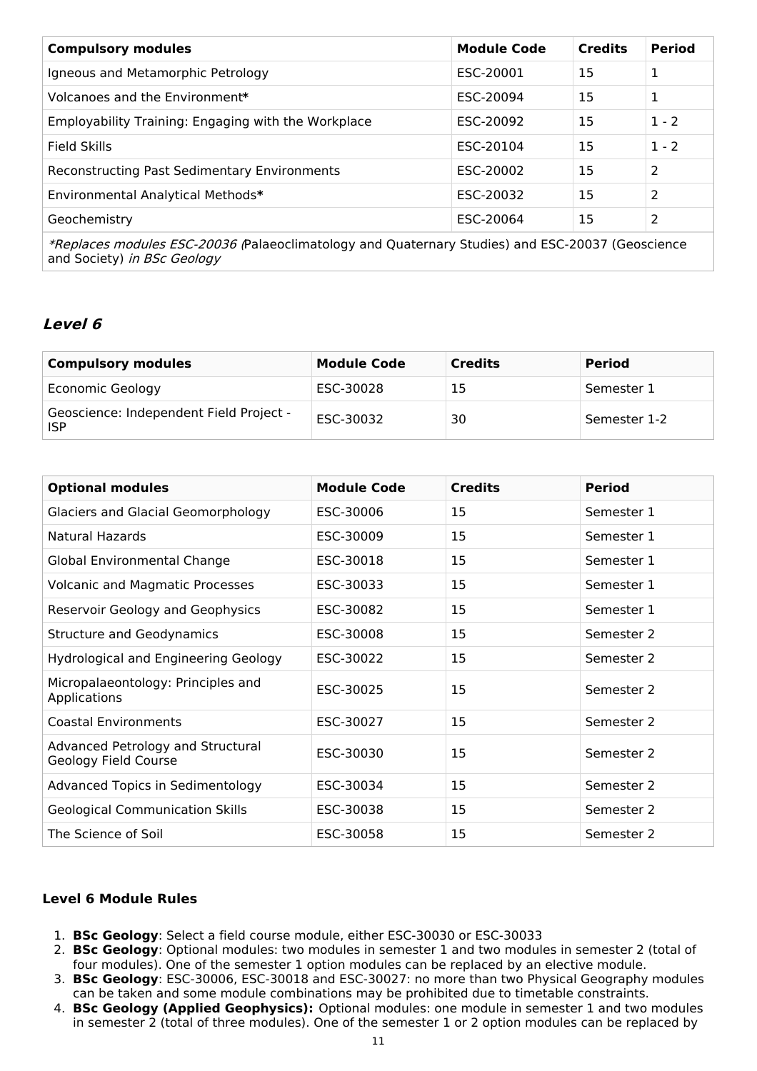| Compulsory modules | Module Code | Credits | Period |
| --- | --- | --- | --- |
| Igneous and Metamorphic Petrology | ESC-20001 | 15 | 1 |
| Volcanoes and the Environment* | ESC-20094 | 15 | 1 |
| Employability Training: Engaging with the Workplace | ESC-20092 | 15 | 1 - 2 |
| Field Skills | ESC-20104 | 15 | 1 - 2 |
| Reconstructing Past Sedimentary Environments | ESC-20002 | 15 | 2 |
| Environmental Analytical Methods* | ESC-20032 | 15 | 2 |
| Geochemistry | ESC-20064 | 15 | 2 |
| *\*Replaces modules ESC-20036 (*Palaeoclimatology and Quaternary Studies) and ESC-20037 (Geoscience and Society) *in BSc Geology* | | | |

## *Level 6*

| Compulsory modules | Module Code | Credits | Period |
| --- | --- | --- | --- |
| Economic Geology | ESC-30028 | 15 | Semester 1 |
| Geoscience: Independent Field Project - ISP | ESC-30032 | 30 | Semester 1-2 |

| Optional modules | Module Code | Credits | Period |
| --- | --- | --- | --- |
| Glaciers and Glacial Geomorphology | ESC-30006 | 15 | Semester 1 |
| Natural Hazards | ESC-30009 | 15 | Semester 1 |
| Global Environmental Change | ESC-30018 | 15 | Semester 1 |
| Volcanic and Magmatic Processes | ESC-30033 | 15 | Semester 1 |
| Reservoir Geology and Geophysics | ESC-30082 | 15 | Semester 1 |
| Structure and Geodynamics | ESC-30008 | 15 | Semester 2 |
| Hydrological and Engineering Geology | ESC-30022 | 15 | Semester 2 |
| Micropalaeontology: Principles and Applications | ESC-30025 | 15 | Semester 2 |
| Coastal Environments | ESC-30027 | 15 | Semester 2 |
| Advanced Petrology and Structural Geology Field Course | ESC-30030 | 15 | Semester 2 |
| Advanced Topics in Sedimentology | ESC-30034 | 15 | Semester 2 |
| Geological Communication Skills | ESC-30038 | 15 | Semester 2 |
| The Science of Soil | ESC-30058 | 15 | Semester 2 |

### Level 6 Module Rules

1. **BSc Geology**: Select a field course module, either ESC-30030 or ESC-30033
2. **BSc Geology**: Optional modules: two modules in semester 1 and two modules in semester 2 (total of four modules). One of the semester 1 option modules can be replaced by an elective module.
3. **BSc Geology**: ESC-30006, ESC-30018 and ESC-30027: no more than two Physical Geography modules can be taken and some module combinations may be prohibited due to timetable constraints.
4. **BSc Geology (Applied Geophysics):** Optional modules: one module in semester 1 and two modules in semester 2 (total of three modules). One of the semester 1 or 2 option modules can be replaced by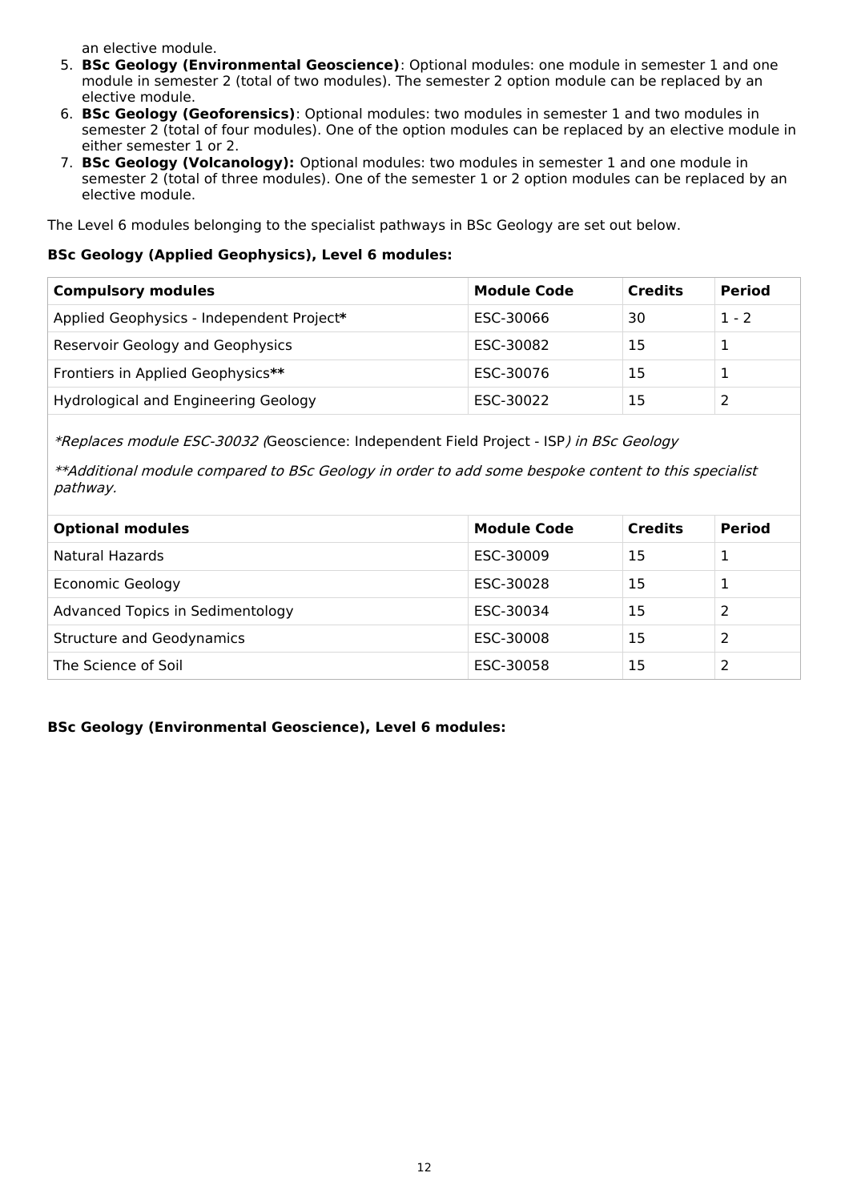an elective module.

5. **BSc Geology (Environmental Geoscience)**: Optional modules: one module in semester 1 and one module in semester 2 (total of two modules). The semester 2 option module can be replaced by an elective module.
6. **BSc Geology (Geoforensics)**: Optional modules: two modules in semester 1 and two modules in semester 2 (total of four modules). One of the option modules can be replaced by an elective module in either semester 1 or 2.
7. **BSc Geology (Volcanology):** Optional modules: two modules in semester 1 and one module in semester 2 (total of three modules). One of the semester 1 or 2 option modules can be replaced by an elective module.

The Level 6 modules belonging to the specialist pathways in BSc Geology are set out below.

**BSc Geology (Applied Geophysics), Level 6 modules:**

| **Compulsory modules** | **Module Code** | **Credits** | **Period** |
|---|---|---|---|
| Applied Geophysics - Independent Project* | ESC-30066 | 30 | 1 - 2 |
| Reservoir Geology and Geophysics | ESC-30082 | 15 | 1 |
| Frontiers in Applied Geophysics** | ESC-30076 | 15 | 1 |
| Hydrological and Engineering Geology | ESC-30022 | 15 | 2 |

*\*Replaces module ESC-30032 (*Geoscience: Independent Field Project - ISP*) in BSc Geology*

*\*\*Additional module compared to BSc Geology in order to add some bespoke content to this specialist pathway.*

| **Optional modules** | **Module Code** | **Credits** | **Period** |
|---|---|---|---|
| Natural Hazards | ESC-30009 | 15 | 1 |
| Economic Geology | ESC-30028 | 15 | 1 |
| Advanced Topics in Sedimentology | ESC-30034 | 15 | 2 |
| Structure and Geodynamics | ESC-30008 | 15 | 2 |
| The Science of Soil | ESC-30058 | 15 | 2 |

**BSc Geology (Environmental Geoscience), Level 6 modules:**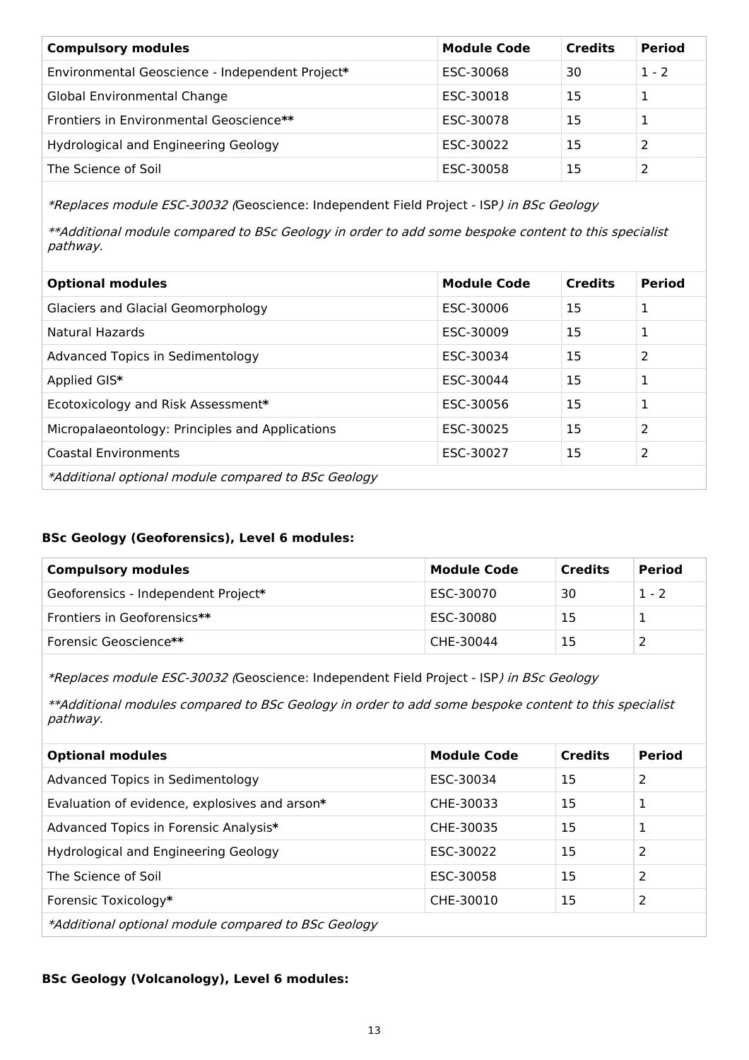| Compulsory modules | Module Code | Credits | Period |
| --- | --- | --- | --- |
| Environmental Geoscience - Independent Project* | ESC-30068 | 30 | 1 - 2 |
| Global Environmental Change | ESC-30018 | 15 | 1 |
| Frontiers in Environmental Geoscience** | ESC-30078 | 15 | 1 |
| Hydrological and Engineering Geology | ESC-30022 | 15 | 2 |
| The Science of Soil | ESC-30058 | 15 | 2 |

*\*Replaces module ESC-30032 (*Geoscience: Independent Field Project - ISP*) in BSc Geology*

*\*\*Additional module compared to BSc Geology in order to add some bespoke content to this specialist pathway.*

| Optional modules | Module Code | Credits | Period |
| --- | --- | --- | --- |
| Glaciers and Glacial Geomorphology | ESC-30006 | 15 | 1 |
| Natural Hazards | ESC-30009 | 15 | 1 |
| Advanced Topics in Sedimentology | ESC-30034 | 15 | 2 |
| Applied GIS* | ESC-30044 | 15 | 1 |
| Ecotoxicology and Risk Assessment* | ESC-30056 | 15 | 1 |
| Micropalaeontology: Principles and Applications | ESC-30025 | 15 | 2 |
| Coastal Environments | ESC-30027 | 15 | 2 |

*\*Additional optional module compared to BSc Geology*

**BSc Geology (Geoforensics), Level 6 modules:**

| Compulsory modules | Module Code | Credits | Period |
| --- | --- | --- | --- |
| Geoforensics - Independent Project* | ESC-30070 | 30 | 1 - 2 |
| Frontiers in Geoforensics** | ESC-30080 | 15 | 1 |
| Forensic Geoscience** | CHE-30044 | 15 | 2 |

*\*Replaces module ESC-30032 (*Geoscience: Independent Field Project - ISP*) in BSc Geology*

*\*\*Additional modules compared to BSc Geology in order to add some bespoke content to this specialist pathway.*

| Optional modules | Module Code | Credits | Period |
| --- | --- | --- | --- |
| Advanced Topics in Sedimentology | ESC-30034 | 15 | 2 |
| Evaluation of evidence, explosives and arson* | CHE-30033 | 15 | 1 |
| Advanced Topics in Forensic Analysis* | CHE-30035 | 15 | 1 |
| Hydrological and Engineering Geology | ESC-30022 | 15 | 2 |
| The Science of Soil | ESC-30058 | 15 | 2 |
| Forensic Toxicology* | CHE-30010 | 15 | 2 |

*\*Additional optional module compared to BSc Geology*

**BSc Geology (Volcanology), Level 6 modules:**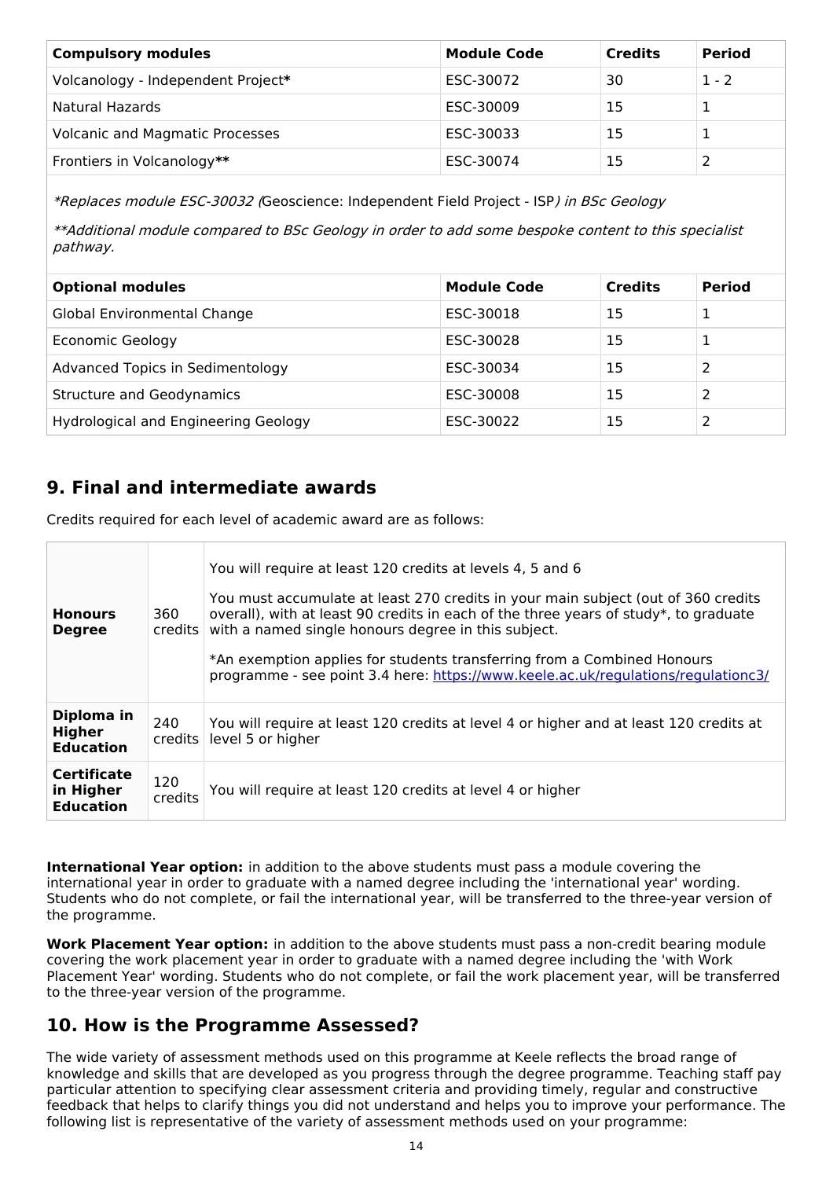| Compulsory modules | Module Code | Credits | Period |
|---|---|---|---|
| Volcanology - Independent Project* | ESC-30072 | 30 | 1 - 2 |
| Natural Hazards | ESC-30009 | 15 | 1 |
| Volcanic and Magmatic Processes | ESC-30033 | 15 | 1 |
| Frontiers in Volcanology** | ESC-30074 | 15 | 2 |

*\*Replaces module ESC-30032 (*Geoscience: Independent Field Project - ISP*) in BSc Geology*

*\*\*Additional module compared to BSc Geology in order to add some bespoke content to this specialist pathway.*

| Optional modules | Module Code | Credits | Period |
|---|---|---|---|
| Global Environmental Change | ESC-30018 | 15 | 1 |
| Economic Geology | ESC-30028 | 15 | 1 |
| Advanced Topics in Sedimentology | ESC-30034 | 15 | 2 |
| Structure and Geodynamics | ESC-30008 | 15 | 2 |
| Hydrological and Engineering Geology | ESC-30022 | 15 | 2 |

## 9. Final and intermediate awards

Credits required for each level of academic award are as follows:

| | | |
|---|---|---|
| **Honours Degree** | 360 credits | You will require at least 120 credits at levels 4, 5 and 6<br><br>You must accumulate at least 270 credits in your main subject (out of 360 credits overall), with at least 90 credits in each of the three years of study*, to graduate with a named single honours degree in this subject.<br><br>*An exemption applies for students transferring from a Combined Honours programme - see point 3.4 here: https://www.keele.ac.uk/regulations/regulationc3/ |
| **Diploma in Higher Education** | 240 credits | You will require at least 120 credits at level 4 or higher and at least 120 credits at level 5 or higher |
| **Certificate in Higher Education** | 120 credits | You will require at least 120 credits at level 4 or higher |

**International Year option:** in addition to the above students must pass a module covering the international year in order to graduate with a named degree including the 'international year' wording. Students who do not complete, or fail the international year, will be transferred to the three-year version of the programme.

**Work Placement Year option:** in addition to the above students must pass a non-credit bearing module covering the work placement year in order to graduate with a named degree including the 'with Work Placement Year' wording. Students who do not complete, or fail the work placement year, will be transferred to the three-year version of the programme.

## 10. How is the Programme Assessed?

The wide variety of assessment methods used on this programme at Keele reflects the broad range of knowledge and skills that are developed as you progress through the degree programme. Teaching staff pay particular attention to specifying clear assessment criteria and providing timely, regular and constructive feedback that helps to clarify things you did not understand and helps you to improve your performance. The following list is representative of the variety of assessment methods used on your programme: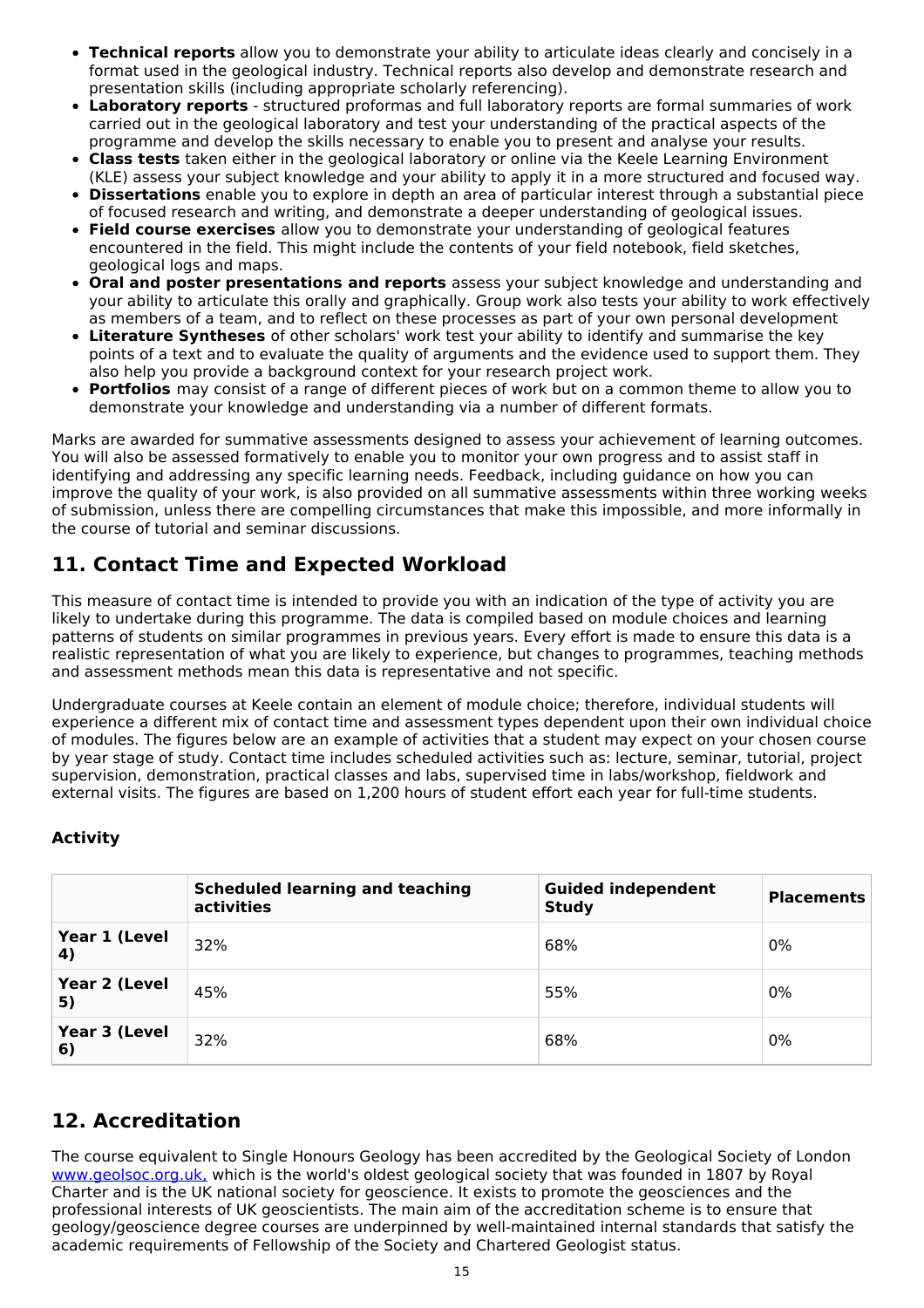- **Technical reports** allow you to demonstrate your ability to articulate ideas clearly and concisely in a format used in the geological industry. Technical reports also develop and demonstrate research and presentation skills (including appropriate scholarly referencing).
- **Laboratory reports** - structured proformas and full laboratory reports are formal summaries of work carried out in the geological laboratory and test your understanding of the practical aspects of the programme and develop the skills necessary to enable you to present and analyse your results.
- **Class tests** taken either in the geological laboratory or online via the Keele Learning Environment (KLE) assess your subject knowledge and your ability to apply it in a more structured and focused way.
- **Dissertations** enable you to explore in depth an area of particular interest through a substantial piece of focused research and writing, and demonstrate a deeper understanding of geological issues.
- **Field course exercises** allow you to demonstrate your understanding of geological features encountered in the field. This might include the contents of your field notebook, field sketches, geological logs and maps.
- **Oral and poster presentations and reports** assess your subject knowledge and understanding and your ability to articulate this orally and graphically. Group work also tests your ability to work effectively as members of a team, and to reflect on these processes as part of your own personal development
- **Literature Syntheses** of other scholars' work test your ability to identify and summarise the key points of a text and to evaluate the quality of arguments and the evidence used to support them. They also help you provide a background context for your research project work.
- **Portfolios** may consist of a range of different pieces of work but on a common theme to allow you to demonstrate your knowledge and understanding via a number of different formats.

Marks are awarded for summative assessments designed to assess your achievement of learning outcomes. You will also be assessed formatively to enable you to monitor your own progress and to assist staff in identifying and addressing any specific learning needs. Feedback, including guidance on how you can improve the quality of your work, is also provided on all summative assessments within three working weeks of submission, unless there are compelling circumstances that make this impossible, and more informally in the course of tutorial and seminar discussions.

## 11. Contact Time and Expected Workload

This measure of contact time is intended to provide you with an indication of the type of activity you are likely to undertake during this programme. The data is compiled based on module choices and learning patterns of students on similar programmes in previous years. Every effort is made to ensure this data is a realistic representation of what you are likely to experience, but changes to programmes, teaching methods and assessment methods mean this data is representative and not specific.

Undergraduate courses at Keele contain an element of module choice; therefore, individual students will experience a different mix of contact time and assessment types dependent upon their own individual choice of modules. The figures below are an example of activities that a student may expect on your chosen course by year stage of study. Contact time includes scheduled activities such as: lecture, seminar, tutorial, project supervision, demonstration, practical classes and labs, supervised time in labs/workshop, fieldwork and external visits. The figures are based on 1,200 hours of student effort each year for full-time students.

**Activity**

| | Scheduled learning and teaching activities | Guided independent Study | Placements |
|---|---|---|---|
| **Year 1 (Level 4)** | 32% | 68% | 0% |
| **Year 2 (Level 5)** | 45% | 55% | 0% |
| **Year 3 (Level 6)** | 32% | 68% | 0% |

## 12. Accreditation

The course equivalent to Single Honours Geology has been accredited by the Geological Society of London www.geolsoc.org.uk, which is the world's oldest geological society that was founded in 1807 by Royal Charter and is the UK national society for geoscience. It exists to promote the geosciences and the professional interests of UK geoscientists. The main aim of the accreditation scheme is to ensure that geology/geoscience degree courses are underpinned by well-maintained internal standards that satisfy the academic requirements of Fellowship of the Society and Chartered Geologist status.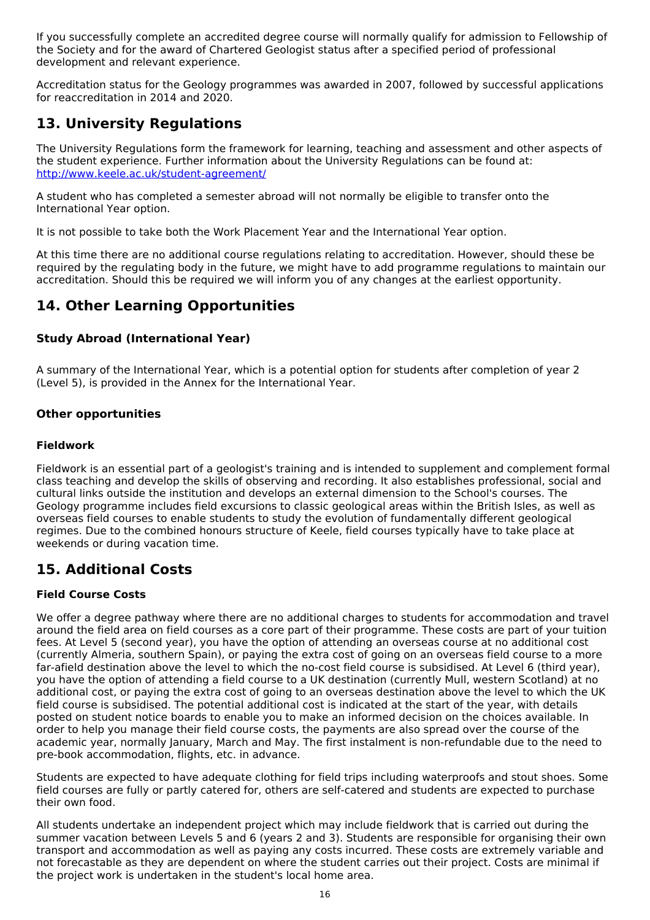If you successfully complete an accredited degree course will normally qualify for admission to Fellowship of the Society and for the award of Chartered Geologist status after a specified period of professional development and relevant experience.

Accreditation status for the Geology programmes was awarded in 2007, followed by successful applications for reaccreditation in 2014 and 2020.

## 13. University Regulations

The University Regulations form the framework for learning, teaching and assessment and other aspects of the student experience. Further information about the University Regulations can be found at: [http://www.keele.ac.uk/student-agreement/](http://www.keele.ac.uk/student-agreement/)

A student who has completed a semester abroad will not normally be eligible to transfer onto the International Year option.

It is not possible to take both the Work Placement Year and the International Year option.

At this time there are no additional course regulations relating to accreditation. However, should these be required by the regulating body in the future, we might have to add programme regulations to maintain our accreditation. Should this be required we will inform you of any changes at the earliest opportunity.

## 14. Other Learning Opportunities

### Study Abroad (International Year)

A summary of the International Year, which is a potential option for students after completion of year 2 (Level 5), is provided in the Annex for the International Year.

### Other opportunities

### Fieldwork

Fieldwork is an essential part of a geologist's training and is intended to supplement and complement formal class teaching and develop the skills of observing and recording. It also establishes professional, social and cultural links outside the institution and develops an external dimension to the School's courses. The Geology programme includes field excursions to classic geological areas within the British Isles, as well as overseas field courses to enable students to study the evolution of fundamentally different geological regimes. Due to the combined honours structure of Keele, field courses typically have to take place at weekends or during vacation time.

## 15. Additional Costs

### Field Course Costs

We offer a degree pathway where there are no additional charges to students for accommodation and travel around the field area on field courses as a core part of their programme. These costs are part of your tuition fees. At Level 5 (second year), you have the option of attending an overseas course at no additional cost (currently Almeria, southern Spain), or paying the extra cost of going on an overseas field course to a more far-afield destination above the level to which the no-cost field course is subsidised. At Level 6 (third year), you have the option of attending a field course to a UK destination (currently Mull, western Scotland) at no additional cost, or paying the extra cost of going to an overseas destination above the level to which the UK field course is subsidised. The potential additional cost is indicated at the start of the year, with details posted on student notice boards to enable you to make an informed decision on the choices available. In order to help you manage their field course costs, the payments are also spread over the course of the academic year, normally January, March and May. The first instalment is non-refundable due to the need to pre-book accommodation, flights, etc. in advance.

Students are expected to have adequate clothing for field trips including waterproofs and stout shoes. Some field courses are fully or partly catered for, others are self-catered and students are expected to purchase their own food.

All students undertake an independent project which may include fieldwork that is carried out during the summer vacation between Levels 5 and 6 (years 2 and 3). Students are responsible for organising their own transport and accommodation as well as paying any costs incurred. These costs are extremely variable and not forecastable as they are dependent on where the student carries out their project. Costs are minimal if the project work is undertaken in the student's local home area.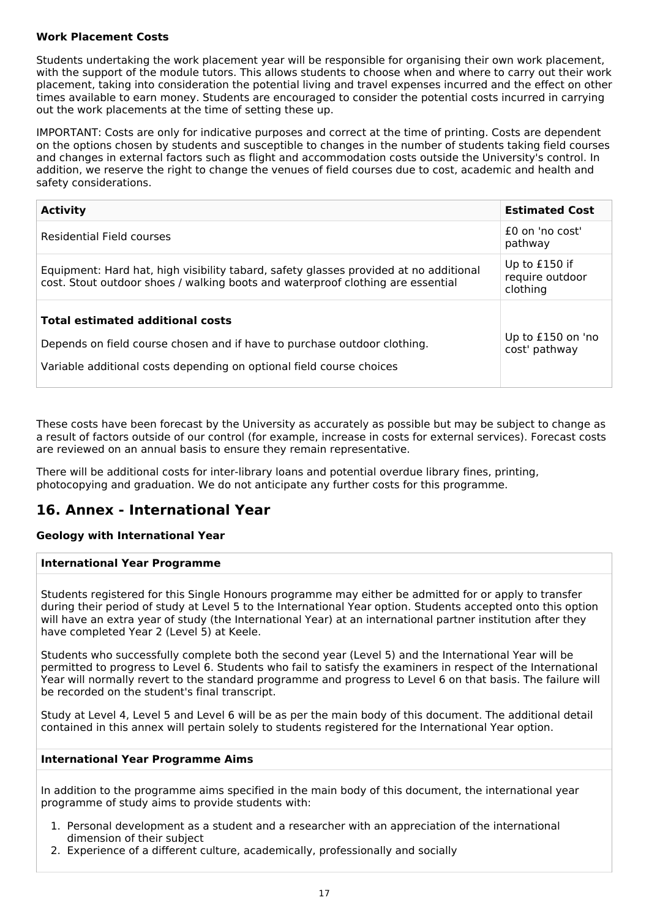**Work Placement Costs**

Students undertaking the work placement year will be responsible for organising their own work placement, with the support of the module tutors. This allows students to choose when and where to carry out their work placement, taking into consideration the potential living and travel expenses incurred and the effect on other times available to earn money. Students are encouraged to consider the potential costs incurred in carrying out the work placements at the time of setting these up.

IMPORTANT: Costs are only for indicative purposes and correct at the time of printing. Costs are dependent on the options chosen by students and susceptible to changes in the number of students taking field courses and changes in external factors such as flight and accommodation costs outside the University's control. In addition, we reserve the right to change the venues of field courses due to cost, academic and health and safety considerations.

| **Activity** | **Estimated Cost** |
|---|---|
| Residential Field courses | £0 on 'no cost' pathway |
| Equipment: Hard hat, high visibility tabard, safety glasses provided at no additional cost. Stout outdoor shoes / walking boots and waterproof clothing are essential | Up to £150 if require outdoor clothing |
| **Total estimated additional costs**<br><br>Depends on field course chosen and if have to purchase outdoor clothing.<br><br>Variable additional costs depending on optional field course choices | Up to £150 on 'no cost' pathway |

These costs have been forecast by the University as accurately as possible but may be subject to change as a result of factors outside of our control (for example, increase in costs for external services). Forecast costs are reviewed on an annual basis to ensure they remain representative.

There will be additional costs for inter-library loans and potential overdue library fines, printing, photocopying and graduation. We do not anticipate any further costs for this programme.

## 16. Annex - International Year

**Geology with International Year**

**International Year Programme**

Students registered for this Single Honours programme may either be admitted for or apply to transfer during their period of study at Level 5 to the International Year option. Students accepted onto this option will have an extra year of study (the International Year) at an international partner institution after they have completed Year 2 (Level 5) at Keele.

Students who successfully complete both the second year (Level 5) and the International Year will be permitted to progress to Level 6. Students who fail to satisfy the examiners in respect of the International Year will normally revert to the standard programme and progress to Level 6 on that basis. The failure will be recorded on the student's final transcript.

Study at Level 4, Level 5 and Level 6 will be as per the main body of this document. The additional detail contained in this annex will pertain solely to students registered for the International Year option.

**International Year Programme Aims**

In addition to the programme aims specified in the main body of this document, the international year programme of study aims to provide students with:

1. Personal development as a student and a researcher with an appreciation of the international dimension of their subject
2. Experience of a different culture, academically, professionally and socially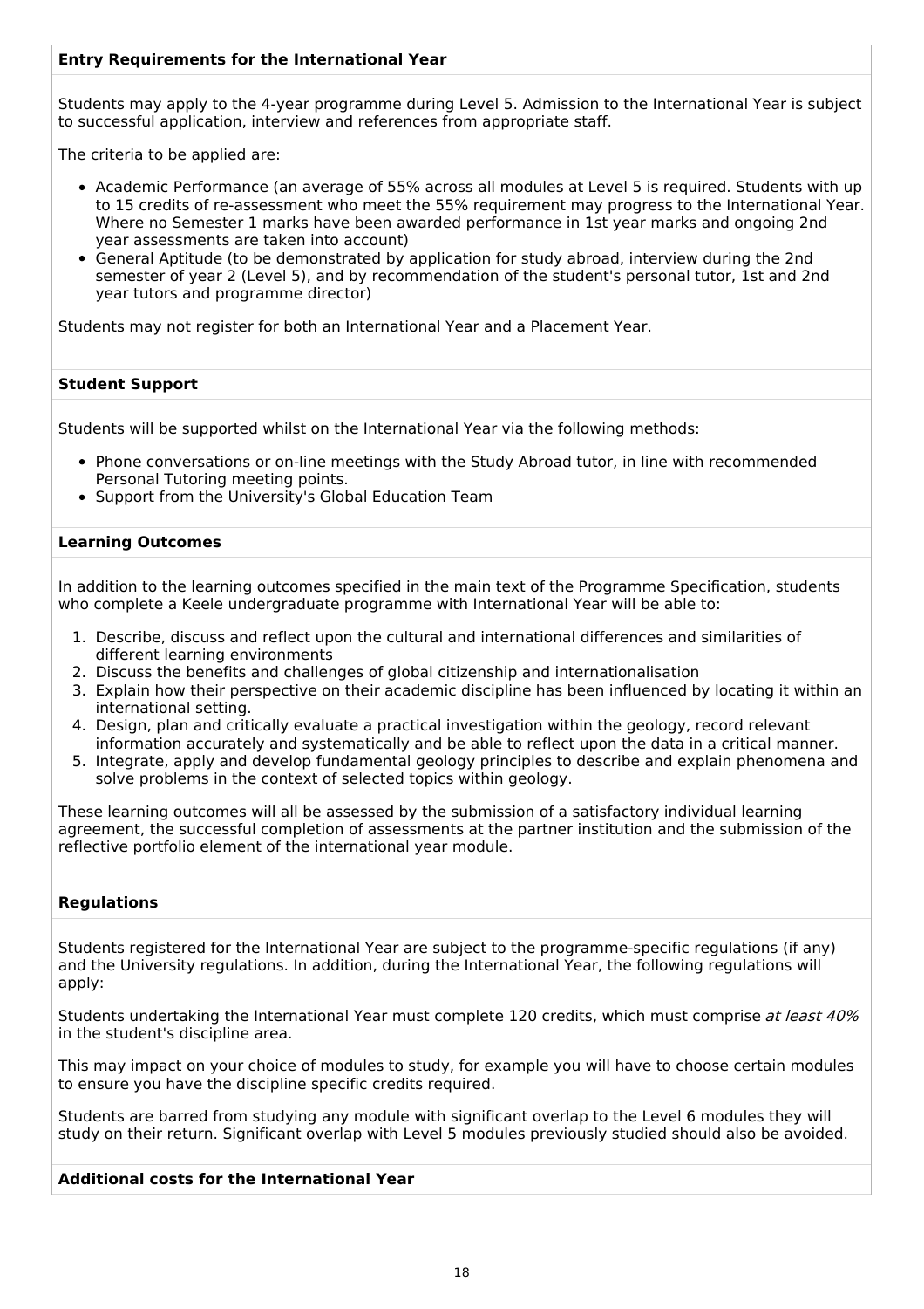### Entry Requirements for the International Year

Students may apply to the 4-year programme during Level 5. Admission to the International Year is subject to successful application, interview and references from appropriate staff.

The criteria to be applied are:

- Academic Performance (an average of 55% across all modules at Level 5 is required. Students with up to 15 credits of re-assessment who meet the 55% requirement may progress to the International Year. Where no Semester 1 marks have been awarded performance in 1st year marks and ongoing 2nd year assessments are taken into account)
- General Aptitude (to be demonstrated by application for study abroad, interview during the 2nd semester of year 2 (Level 5), and by recommendation of the student's personal tutor, 1st and 2nd year tutors and programme director)

Students may not register for both an International Year and a Placement Year.

### Student Support

Students will be supported whilst on the International Year via the following methods:

- Phone conversations or on-line meetings with the Study Abroad tutor, in line with recommended Personal Tutoring meeting points.
- Support from the University's Global Education Team

### Learning Outcomes

In addition to the learning outcomes specified in the main text of the Programme Specification, students who complete a Keele undergraduate programme with International Year will be able to:

1. Describe, discuss and reflect upon the cultural and international differences and similarities of different learning environments
2. Discuss the benefits and challenges of global citizenship and internationalisation
3. Explain how their perspective on their academic discipline has been influenced by locating it within an international setting.
4. Design, plan and critically evaluate a practical investigation within the geology, record relevant information accurately and systematically and be able to reflect upon the data in a critical manner.
5. Integrate, apply and develop fundamental geology principles to describe and explain phenomena and solve problems in the context of selected topics within geology.

These learning outcomes will all be assessed by the submission of a satisfactory individual learning agreement, the successful completion of assessments at the partner institution and the submission of the reflective portfolio element of the international year module.

### Regulations

Students registered for the International Year are subject to the programme-specific regulations (if any) and the University regulations. In addition, during the International Year, the following regulations will apply:

Students undertaking the International Year must complete 120 credits, which must comprise *at least 40%* in the student's discipline area.

This may impact on your choice of modules to study, for example you will have to choose certain modules to ensure you have the discipline specific credits required.

Students are barred from studying any module with significant overlap to the Level 6 modules they will study on their return. Significant overlap with Level 5 modules previously studied should also be avoided.

### Additional costs for the International Year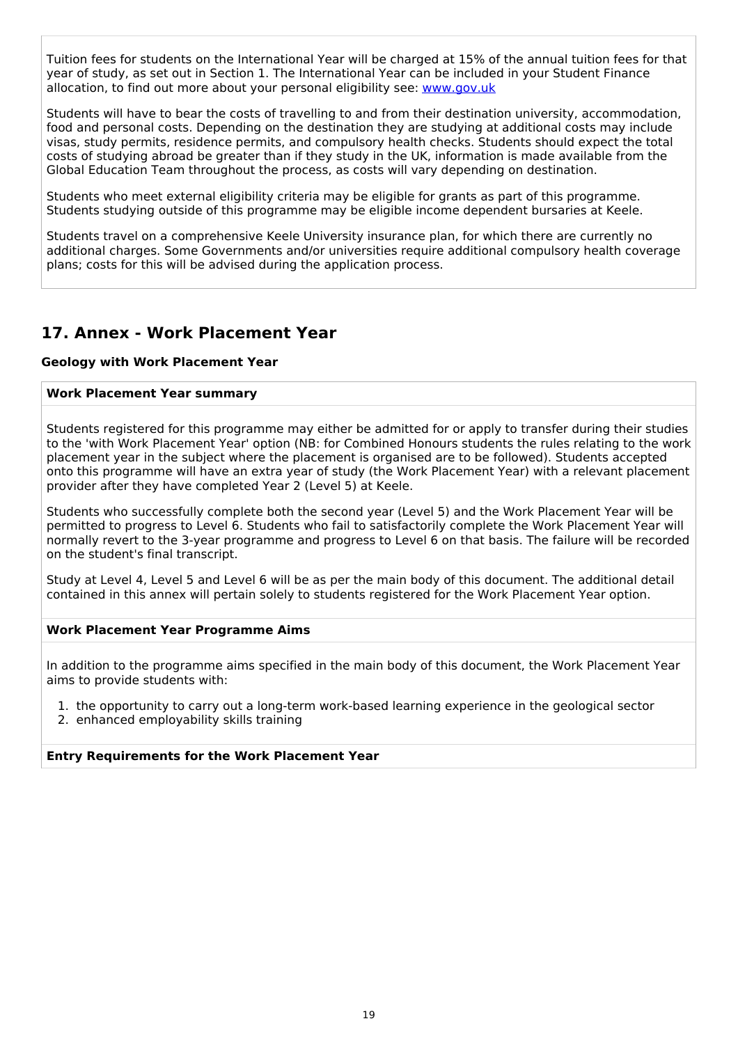Tuition fees for students on the International Year will be charged at 15% of the annual tuition fees for that year of study, as set out in Section 1. The International Year can be included in your Student Finance allocation, to find out more about your personal eligibility see: [www.gov.uk](www.gov.uk)

Students will have to bear the costs of travelling to and from their destination university, accommodation, food and personal costs. Depending on the destination they are studying at additional costs may include visas, study permits, residence permits, and compulsory health checks. Students should expect the total costs of studying abroad be greater than if they study in the UK, information is made available from the Global Education Team throughout the process, as costs will vary depending on destination.

Students who meet external eligibility criteria may be eligible for grants as part of this programme. Students studying outside of this programme may be eligible income dependent bursaries at Keele.

Students travel on a comprehensive Keele University insurance plan, for which there are currently no additional charges. Some Governments and/or universities require additional compulsory health coverage plans; costs for this will be advised during the application process.

## 17. Annex - Work Placement Year

**Geology with Work Placement Year**

**Work Placement Year summary**

Students registered for this programme may either be admitted for or apply to transfer during their studies to the 'with Work Placement Year' option (NB: for Combined Honours students the rules relating to the work placement year in the subject where the placement is organised are to be followed). Students accepted onto this programme will have an extra year of study (the Work Placement Year) with a relevant placement provider after they have completed Year 2 (Level 5) at Keele.

Students who successfully complete both the second year (Level 5) and the Work Placement Year will be permitted to progress to Level 6. Students who fail to satisfactorily complete the Work Placement Year will normally revert to the 3-year programme and progress to Level 6 on that basis. The failure will be recorded on the student's final transcript.

Study at Level 4, Level 5 and Level 6 will be as per the main body of this document. The additional detail contained in this annex will pertain solely to students registered for the Work Placement Year option.

**Work Placement Year Programme Aims**

In addition to the programme aims specified in the main body of this document, the Work Placement Year aims to provide students with:

1. the opportunity to carry out a long-term work-based learning experience in the geological sector
2. enhanced employability skills training

**Entry Requirements for the Work Placement Year**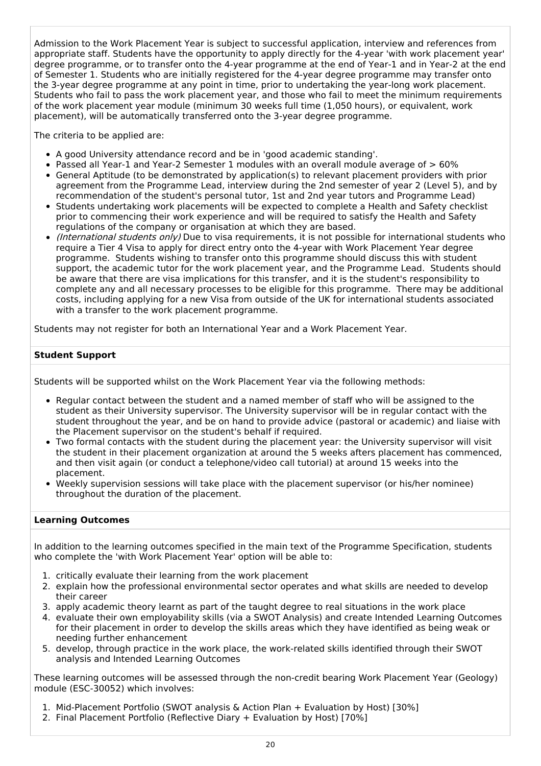Admission to the Work Placement Year is subject to successful application, interview and references from appropriate staff. Students have the opportunity to apply directly for the 4-year 'with work placement year' degree programme, or to transfer onto the 4-year programme at the end of Year-1 and in Year-2 at the end of Semester 1. Students who are initially registered for the 4-year degree programme may transfer onto the 3-year degree programme at any point in time, prior to undertaking the year-long work placement. Students who fail to pass the work placement year, and those who fail to meet the minimum requirements of the work placement year module (minimum 30 weeks full time (1,050 hours), or equivalent, work placement), will be automatically transferred onto the 3-year degree programme.

The criteria to be applied are:

- A good University attendance record and be in 'good academic standing'.
- Passed all Year-1 and Year-2 Semester 1 modules with an overall module average of > 60%
- General Aptitude (to be demonstrated by application(s) to relevant placement providers with prior agreement from the Programme Lead, interview during the 2nd semester of year 2 (Level 5), and by recommendation of the student's personal tutor, 1st and 2nd year tutors and Programme Lead)
- Students undertaking work placements will be expected to complete a Health and Safety checklist prior to commencing their work experience and will be required to satisfy the Health and Safety regulations of the company or organisation at which they are based.
- *(International students only)* Due to visa requirements, it is not possible for international students who require a Tier 4 Visa to apply for direct entry onto the 4-year with Work Placement Year degree programme. Students wishing to transfer onto this programme should discuss this with student support, the academic tutor for the work placement year, and the Programme Lead. Students should be aware that there are visa implications for this transfer, and it is the student's responsibility to complete any and all necessary processes to be eligible for this programme. There may be additional costs, including applying for a new Visa from outside of the UK for international students associated with a transfer to the work placement programme.

Students may not register for both an International Year and a Work Placement Year.

**Student Support**

Students will be supported whilst on the Work Placement Year via the following methods:

- Regular contact between the student and a named member of staff who will be assigned to the student as their University supervisor. The University supervisor will be in regular contact with the student throughout the year, and be on hand to provide advice (pastoral or academic) and liaise with the Placement supervisor on the student's behalf if required.
- Two formal contacts with the student during the placement year: the University supervisor will visit the student in their placement organization at around the 5 weeks afters placement has commenced, and then visit again (or conduct a telephone/video call tutorial) at around 15 weeks into the placement.
- Weekly supervision sessions will take place with the placement supervisor (or his/her nominee) throughout the duration of the placement.

**Learning Outcomes**

In addition to the learning outcomes specified in the main text of the Programme Specification, students who complete the 'with Work Placement Year' option will be able to:

1. critically evaluate their learning from the work placement
2. explain how the professional environmental sector operates and what skills are needed to develop their career
3. apply academic theory learnt as part of the taught degree to real situations in the work place
4. evaluate their own employability skills (via a SWOT Analysis) and create Intended Learning Outcomes for their placement in order to develop the skills areas which they have identified as being weak or needing further enhancement
5. develop, through practice in the work place, the work-related skills identified through their SWOT analysis and Intended Learning Outcomes

These learning outcomes will be assessed through the non-credit bearing Work Placement Year (Geology) module (ESC-30052) which involves:

1. Mid-Placement Portfolio (SWOT analysis & Action Plan + Evaluation by Host) [30%]
2. Final Placement Portfolio (Reflective Diary + Evaluation by Host) [70%]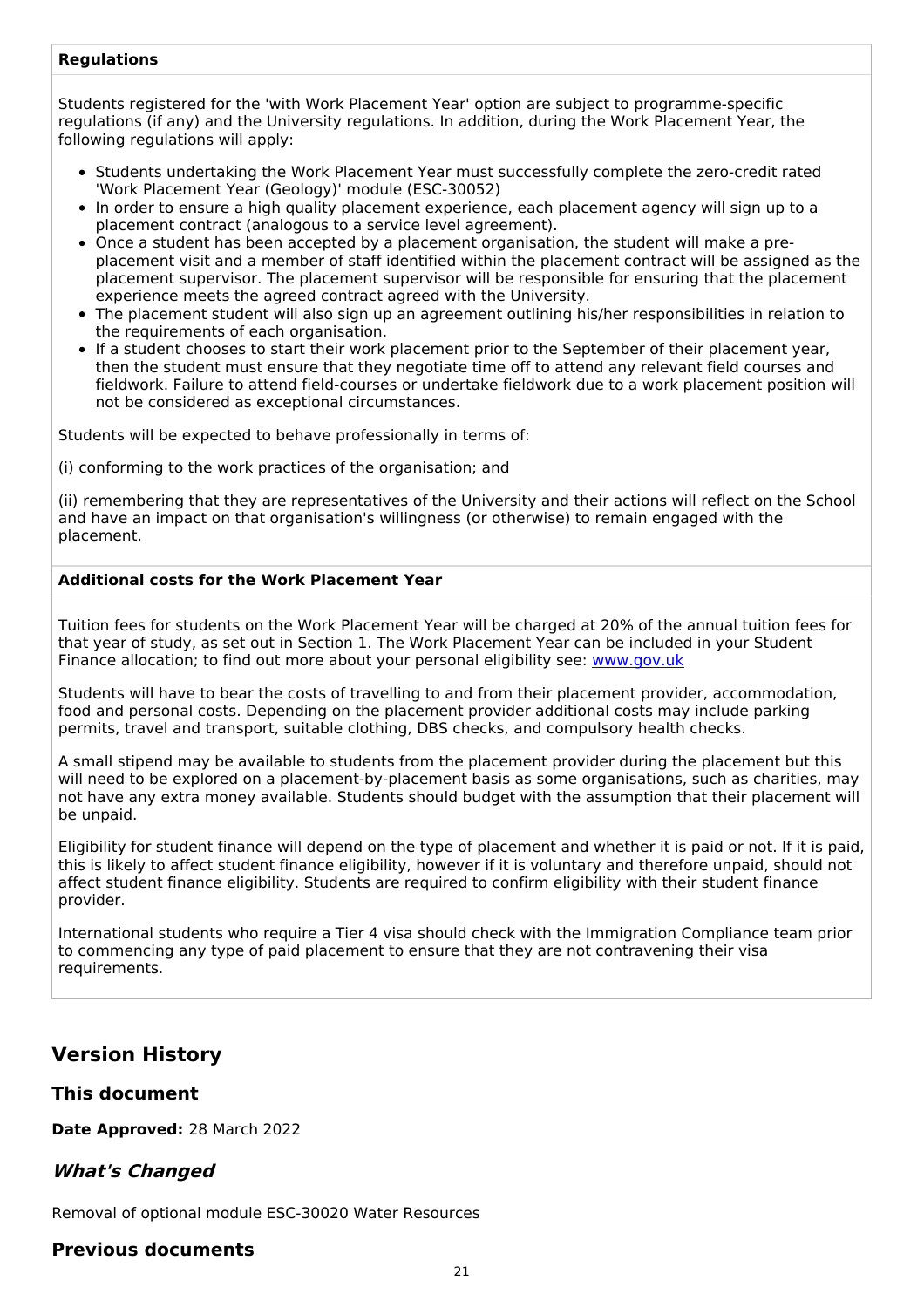**Regulations**

Students registered for the 'with Work Placement Year' option are subject to programme-specific regulations (if any) and the University regulations. In addition, during the Work Placement Year, the following regulations will apply:

- Students undertaking the Work Placement Year must successfully complete the zero-credit rated 'Work Placement Year (Geology)' module (ESC-30052)
- In order to ensure a high quality placement experience, each placement agency will sign up to a placement contract (analogous to a service level agreement).
- Once a student has been accepted by a placement organisation, the student will make a pre-placement visit and a member of staff identified within the placement contract will be assigned as the placement supervisor. The placement supervisor will be responsible for ensuring that the placement experience meets the agreed contract agreed with the University.
- The placement student will also sign up an agreement outlining his/her responsibilities in relation to the requirements of each organisation.
- If a student chooses to start their work placement prior to the September of their placement year, then the student must ensure that they negotiate time off to attend any relevant field courses and fieldwork. Failure to attend field-courses or undertake fieldwork due to a work placement position will not be considered as exceptional circumstances.

Students will be expected to behave professionally in terms of:

(i) conforming to the work practices of the organisation; and

(ii) remembering that they are representatives of the University and their actions will reflect on the School and have an impact on that organisation's willingness (or otherwise) to remain engaged with the placement.

**Additional costs for the Work Placement Year**

Tuition fees for students on the Work Placement Year will be charged at 20% of the annual tuition fees for that year of study, as set out in Section 1. The Work Placement Year can be included in your Student Finance allocation; to find out more about your personal eligibility see: [www.gov.uk](www.gov.uk)

Students will have to bear the costs of travelling to and from their placement provider, accommodation, food and personal costs. Depending on the placement provider additional costs may include parking permits, travel and transport, suitable clothing, DBS checks, and compulsory health checks.

A small stipend may be available to students from the placement provider during the placement but this will need to be explored on a placement-by-placement basis as some organisations, such as charities, may not have any extra money available. Students should budget with the assumption that their placement will be unpaid.

Eligibility for student finance will depend on the type of placement and whether it is paid or not. If it is paid, this is likely to affect student finance eligibility, however if it is voluntary and therefore unpaid, should not affect student finance eligibility. Students are required to confirm eligibility with their student finance provider.

International students who require a Tier 4 visa should check with the Immigration Compliance team prior to commencing any type of paid placement to ensure that they are not contravening their visa requirements.

## Version History

### This document

**Date Approved:** 28 March 2022

### *What's Changed*

Removal of optional module ESC-30020 Water Resources

### Previous documents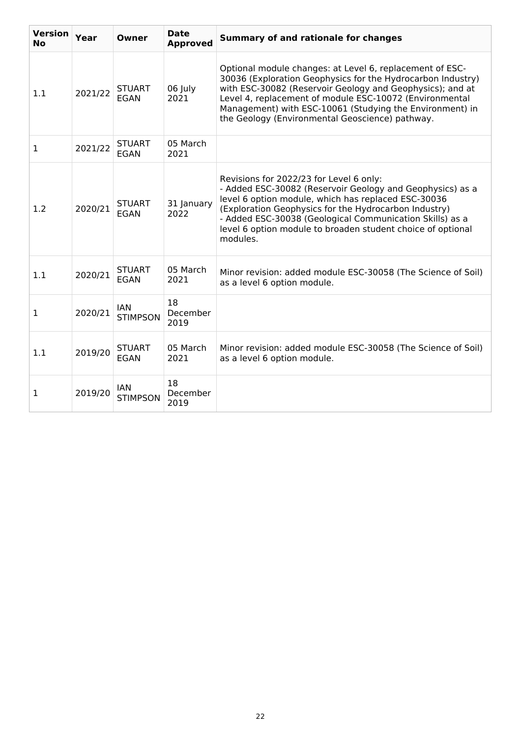| Version No | Year | Owner | Date Approved | Summary of and rationale for changes |
|---|---|---|---|---|
| 1.1 | 2021/22 | STUART EGAN | 06 July 2021 | Optional module changes: at Level 6, replacement of ESC-30036 (Exploration Geophysics for the Hydrocarbon Industry) with ESC-30082 (Reservoir Geology and Geophysics); and at Level 4, replacement of module ESC-10072 (Environmental Management) with ESC-10061 (Studying the Environment) in the Geology (Environmental Geoscience) pathway. |
| 1 | 2021/22 | STUART EGAN | 05 March 2021 | |
| 1.2 | 2020/21 | STUART EGAN | 31 January 2022 | Revisions for 2022/23 for Level 6 only:<br>- Added ESC-30082 (Reservoir Geology and Geophysics) as a level 6 option module, which has replaced ESC-30036 (Exploration Geophysics for the Hydrocarbon Industry)<br>- Added ESC-30038 (Geological Communication Skills) as a level 6 option module to broaden student choice of optional modules. |
| 1.1 | 2020/21 | STUART EGAN | 05 March 2021 | Minor revision: added module ESC-30058 (The Science of Soil) as a level 6 option module. |
| 1 | 2020/21 | IAN STIMPSON | 18 December 2019 | |
| 1.1 | 2019/20 | STUART EGAN | 05 March 2021 | Minor revision: added module ESC-30058 (The Science of Soil) as a level 6 option module. |
| 1 | 2019/20 | IAN STIMPSON | 18 December 2019 | |